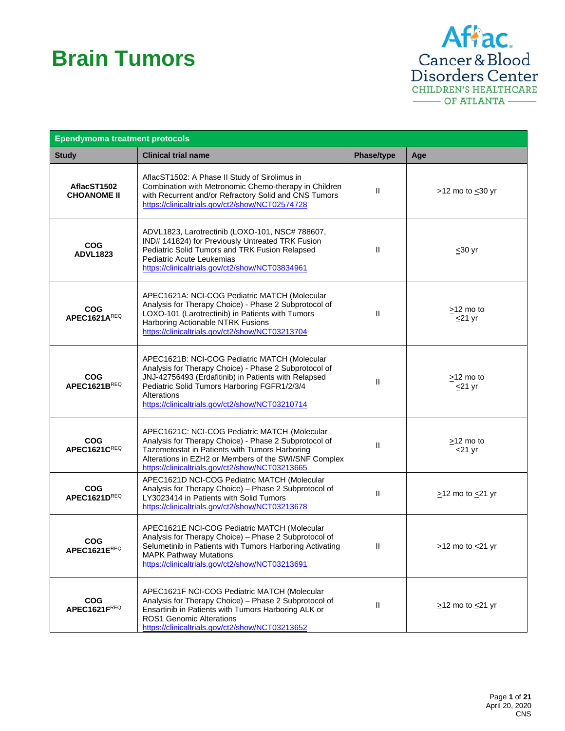# Brain Tumors

Aflac Cancer & Blood Disorders Center
CHILDREN'S HEALTHCARE OF ATLANTA

| Ependymoma treatment protocols | | | |
|---|---|---|---|
| **Study** | **Clinical trial name** | **Phase/type** | **Age** |
| **AflacST1502 CHOANOME II** | AflacST1502: A Phase II Study of Sirolimus in Combination with Metronomic Chemo-therapy in Children with Recurrent and/or Refractory Solid and CNS Tumors https://clinicaltrials.gov/ct2/show/NCT02574728 | II | >12 mo to ≤30 yr |
| **COG ADVL1823** | ADVL1823, Larotrectinib (LOXO-101, NSC# 788607, IND# 141824) for Previously Untreated TRK Fusion Pediatric Solid Tumors and TRK Fusion Relapsed Pediatric Acute Leukemias https://clinicaltrials.gov/ct2/show/NCT03834961 | II | ≤30 yr |
| **COG APEC1621A**[REQ] | APEC1621A: NCI-COG Pediatric MATCH (Molecular Analysis for Therapy Choice) - Phase 2 Subprotocol of LOXO-101 (Larotrectinib) in Patients with Tumors Harboring Actionable NTRK Fusions https://clinicaltrials.gov/ct2/show/NCT03213704 | II | ≥12 mo to ≤21 yr |
| **COG APEC1621B**[REQ] | APEC1621B: NCI-COG Pediatric MATCH (Molecular Analysis for Therapy Choice) - Phase 2 Subprotocol of JNJ-42756493 (Erdafitinib) in Patients with Relapsed Pediatric Solid Tumors Harboring FGFR1/2/3/4 Alterations https://clinicaltrials.gov/ct2/show/NCT03210714 | II | ≥12 mo to ≤21 yr |
| **COG APEC1621C**[REQ] | APEC1621C: NCI-COG Pediatric MATCH (Molecular Analysis for Therapy Choice) - Phase 2 Subprotocol of Tazemetostat in Patients with Tumors Harboring Alterations in EZH2 or Members of the SWI/SNF Complex https://clinicaltrials.gov/ct2/show/NCT03213665 | II | ≥12 mo to ≤21 yr |
| **COG APEC1621D**[REQ] | APEC1621D NCI-COG Pediatric MATCH (Molecular Analysis for Therapy Choice) – Phase 2 Subprotocol of LY3023414 in Patients with Solid Tumors https://clinicaltrials.gov/ct2/show/NCT03213678 | II | ≥12 mo to ≤21 yr |
| **COG APEC1621E**[REQ] | APEC1621E NCI-COG Pediatric MATCH (Molecular Analysis for Therapy Choice) – Phase 2 Subprotocol of Selumetinib in Patients with Tumors Harboring Activating MAPK Pathway Mutations https://clinicaltrials.gov/ct2/show/NCT03213691 | II | ≥12 mo to ≤21 yr |
| **COG APEC1621F**[REQ] | APEC1621F NCI-COG Pediatric MATCH (Molecular Analysis for Therapy Choice) – Phase 2 Subprotocol of Ensartinib in Patients with Tumors Harboring ALK or ROS1 Genomic Alterations https://clinicaltrials.gov/ct2/show/NCT03213652 | II | ≥12 mo to ≤21 yr |

April 20, 2020
CNS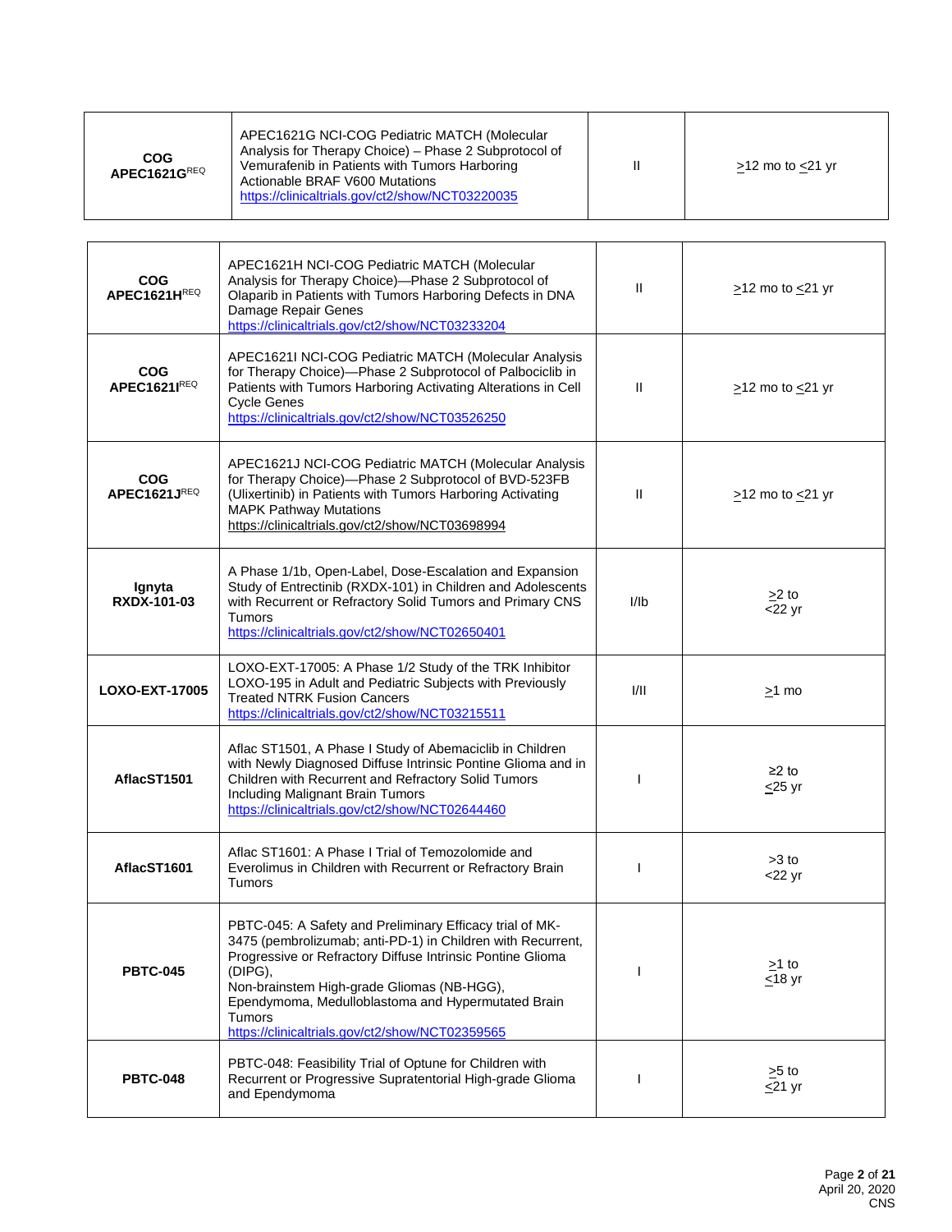| | | | |
|---|---|---|---|
| **COG APEC1621G**[REQ] | APEC1621G NCI-COG Pediatric MATCH (Molecular Analysis for Therapy Choice) – Phase 2 Subprotocol of Vemurafenib in Patients with Tumors Harboring Actionable BRAF V600 Mutations https://clinicaltrials.gov/ct2/show/NCT03220035 | II | ≥12 mo to ≤21 yr |
| **COG APEC1621H**[REQ] | APEC1621H NCI-COG Pediatric MATCH (Molecular Analysis for Therapy Choice)—Phase 2 Subprotocol of Olaparib in Patients with Tumors Harboring Defects in DNA Damage Repair Genes https://clinicaltrials.gov/ct2/show/NCT03233204 | II | ≥12 mo to ≤21 yr |
| **COG APEC1621I**[REQ] | APEC1621I NCI-COG Pediatric MATCH (Molecular Analysis for Therapy Choice)—Phase 2 Subprotocol of Palbociclib in Patients with Tumors Harboring Activating Alterations in Cell Cycle Genes https://clinicaltrials.gov/ct2/show/NCT03526250 | II | ≥12 mo to ≤21 yr |
| **COG APEC1621J**[REQ] | APEC1621J NCI-COG Pediatric MATCH (Molecular Analysis for Therapy Choice)—Phase 2 Subprotocol of BVD-523FB (Ulixertinib) in Patients with Tumors Harboring Activating MAPK Pathway Mutations https://clinicaltrials.gov/ct2/show/NCT03698994 | II | ≥12 mo to ≤21 yr |
| **Ignyta RXDX-101-03** | A Phase 1/1b, Open-Label, Dose-Escalation and Expansion Study of Entrectinib (RXDX-101) in Children and Adolescents with Recurrent or Refractory Solid Tumors and Primary CNS Tumors https://clinicaltrials.gov/ct2/show/NCT02650401 | I/Ib | ≥2 to <22 yr |
| **LOXO-EXT-17005** | LOXO-EXT-17005: A Phase 1/2 Study of the TRK Inhibitor LOXO-195 in Adult and Pediatric Subjects with Previously Treated NTRK Fusion Cancers https://clinicaltrials.gov/ct2/show/NCT03215511 | I/II | ≥1 mo |
| **AflacST1501** | Aflac ST1501, A Phase I Study of Abemaciclib in Children with Newly Diagnosed Diffuse Intrinsic Pontine Glioma and in Children with Recurrent and Refractory Solid Tumors Including Malignant Brain Tumors https://clinicaltrials.gov/ct2/show/NCT02644460 | I | ≥2 to ≤25 yr |
| **AflacST1601** | Aflac ST1601: A Phase I Trial of Temozolomide and Everolimus in Children with Recurrent or Refractory Brain Tumors | I | >3 to <22 yr |
| **PBTC-045** | PBTC-045: A Safety and Preliminary Efficacy trial of MK-3475 (pembrolizumab; anti-PD-1) in Children with Recurrent, Progressive or Refractory Diffuse Intrinsic Pontine Glioma (DIPG), Non-brainstem High-grade Gliomas (NB-HGG), Ependymoma, Medulloblastoma and Hypermutated Brain Tumors https://clinicaltrials.gov/ct2/show/NCT02359565 | I | ≥1 to ≤18 yr |
| **PBTC-048** | PBTC-048: Feasibility Trial of Optune for Children with Recurrent or Progressive Supratentorial High-grade Glioma and Ependymoma | I | ≥5 to ≤21 yr |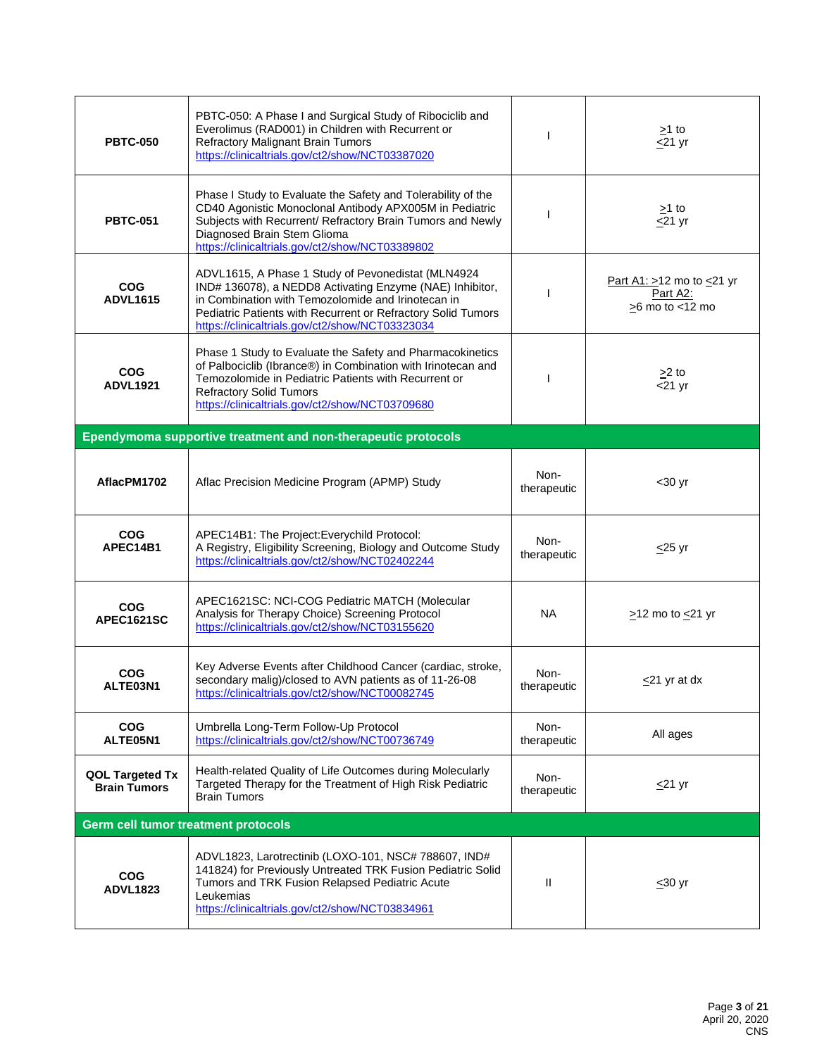| | | | |
|---|---|---|---|
| **PBTC-050** | PBTC-050: A Phase I and Surgical Study of Ribociclib and Everolimus (RAD001) in Children with Recurrent or Refractory Malignant Brain Tumors https://clinicaltrials.gov/ct2/show/NCT03387020 | I | ≥1 to ≤21 yr |
| **PBTC-051** | Phase I Study to Evaluate the Safety and Tolerability of the CD40 Agonistic Monoclonal Antibody APX005M in Pediatric Subjects with Recurrent/ Refractory Brain Tumors and Newly Diagnosed Brain Stem Glioma https://clinicaltrials.gov/ct2/show/NCT03389802 | I | ≥1 to ≤21 yr |
| **COG ADVL1615** | ADVL1615, A Phase 1 Study of Pevonedistat (MLN4924 IND# 136078), a NEDD8 Activating Enzyme (NAE) Inhibitor, in Combination with Temozolomide and Irinotecan in Pediatric Patients with Recurrent or Refractory Solid Tumors https://clinicaltrials.gov/ct2/show/NCT03323034 | I | Part A1: ≥12 mo to ≤21 yr<br>Part A2:<br>≥6 mo to <12 mo |
| **COG ADVL1921** | Phase 1 Study to Evaluate the Safety and Pharmacokinetics of Palbociclib (Ibrance®) in Combination with Irinotecan and Temozolomide in Pediatric Patients with Recurrent or Refractory Solid Tumors https://clinicaltrials.gov/ct2/show/NCT03709680 | I | ≥2 to <21 yr |
| **Ependymoma supportive treatment and non-therapeutic protocols** | | | |
| **AflacPM1702** | Aflac Precision Medicine Program (APMP) Study | Non-therapeutic | <30 yr |
| **COG APEC14B1** | APEC14B1: The Project:Everychild Protocol: A Registry, Eligibility Screening, Biology and Outcome Study https://clinicaltrials.gov/ct2/show/NCT02402244 | Non-therapeutic | ≤25 yr |
| **COG APEC1621SC** | APEC1621SC: NCI-COG Pediatric MATCH (Molecular Analysis for Therapy Choice) Screening Protocol https://clinicaltrials.gov/ct2/show/NCT03155620 | NA | ≥12 mo to ≤21 yr |
| **COG ALTE03N1** | Key Adverse Events after Childhood Cancer (cardiac, stroke, secondary malig)/closed to AVN patients as of 11-26-08 https://clinicaltrials.gov/ct2/show/NCT00082745 | Non-therapeutic | ≤21 yr at dx |
| **COG ALTE05N1** | Umbrella Long-Term Follow-Up Protocol https://clinicaltrials.gov/ct2/show/NCT00736749 | Non-therapeutic | All ages |
| **QOL Targeted Tx Brain Tumors** | Health-related Quality of Life Outcomes during Molecularly Targeted Therapy for the Treatment of High Risk Pediatric Brain Tumors | Non-therapeutic | ≤21 yr |
| **Germ cell tumor treatment protocols** | | | |
| **COG ADVL1823** | ADVL1823, Larotrectinib (LOXO-101, NSC# 788607, IND# 141824) for Previously Untreated TRK Fusion Pediatric Solid Tumors and TRK Fusion Relapsed Pediatric Acute Leukemias https://clinicaltrials.gov/ct2/show/NCT03834961 | II | ≤30 yr |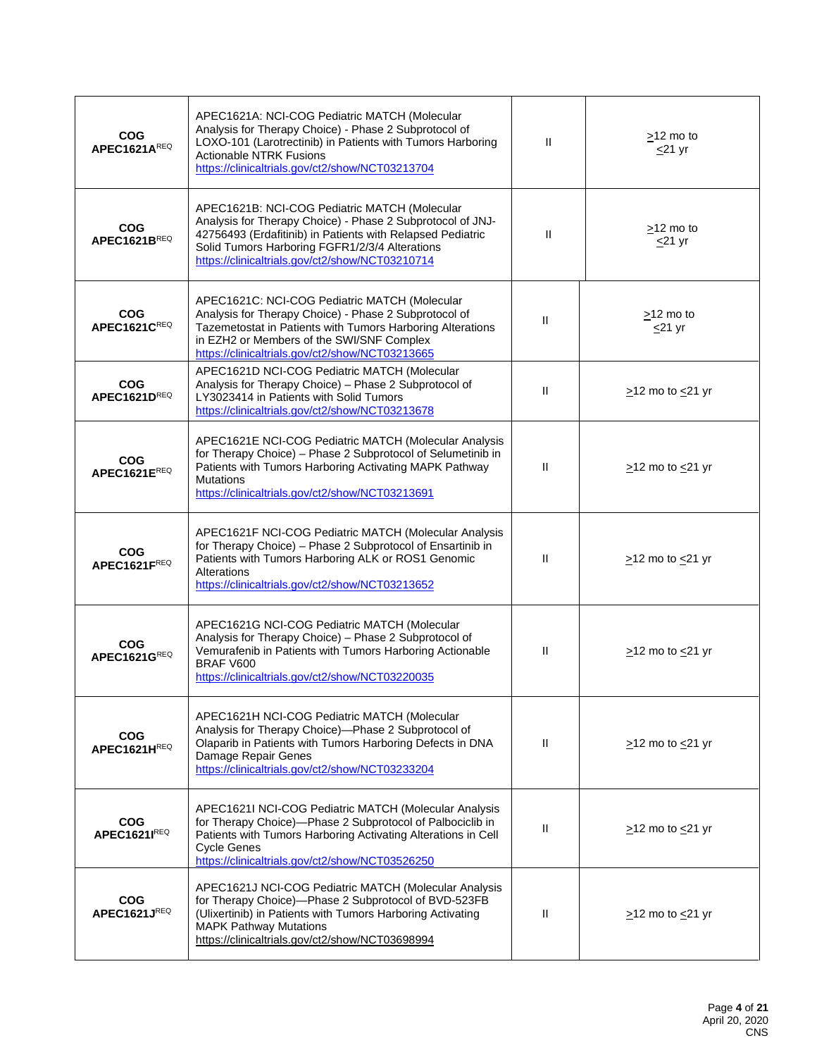| | | | |
|---|---|---|---|
| **COG APEC1621A**[REQ] | APEC1621A: NCI-COG Pediatric MATCH (Molecular Analysis for Therapy Choice) - Phase 2 Subprotocol of LOXO-101 (Larotrectinib) in Patients with Tumors Harboring Actionable NTRK Fusions https://clinicaltrials.gov/ct2/show/NCT03213704 | II | ≥12 mo to ≤21 yr |
| **COG APEC1621B**[REQ] | APEC1621B: NCI-COG Pediatric MATCH (Molecular Analysis for Therapy Choice) - Phase 2 Subprotocol of JNJ-42756493 (Erdafitinib) in Patients with Relapsed Pediatric Solid Tumors Harboring FGFR1/2/3/4 Alterations https://clinicaltrials.gov/ct2/show/NCT03210714 | II | ≥12 mo to ≤21 yr |
| **COG APEC1621C**[REQ] | APEC1621C: NCI-COG Pediatric MATCH (Molecular Analysis for Therapy Choice) - Phase 2 Subprotocol of Tazemetostat in Patients with Tumors Harboring Alterations in EZH2 or Members of the SWI/SNF Complex https://clinicaltrials.gov/ct2/show/NCT03213665 | II | ≥12 mo to ≤21 yr |
| **COG APEC1621D**[REQ] | APEC1621D NCI-COG Pediatric MATCH (Molecular Analysis for Therapy Choice) – Phase 2 Subprotocol of LY3023414 in Patients with Solid Tumors https://clinicaltrials.gov/ct2/show/NCT03213678 | II | ≥12 mo to ≤21 yr |
| **COG APEC1621E**[REQ] | APEC1621E NCI-COG Pediatric MATCH (Molecular Analysis for Therapy Choice) – Phase 2 Subprotocol of Selumetinib in Patients with Tumors Harboring Activating MAPK Pathway Mutations https://clinicaltrials.gov/ct2/show/NCT03213691 | II | ≥12 mo to ≤21 yr |
| **COG APEC1621F**[REQ] | APEC1621F NCI-COG Pediatric MATCH (Molecular Analysis for Therapy Choice) – Phase 2 Subprotocol of Ensartinib in Patients with Tumors Harboring ALK or ROS1 Genomic Alterations https://clinicaltrials.gov/ct2/show/NCT03213652 | II | ≥12 mo to ≤21 yr |
| **COG APEC1621G**[REQ] | APEC1621G NCI-COG Pediatric MATCH (Molecular Analysis for Therapy Choice) – Phase 2 Subprotocol of Vemurafenib in Patients with Tumors Harboring Actionable BRAF V600 https://clinicaltrials.gov/ct2/show/NCT03220035 | II | ≥12 mo to ≤21 yr |
| **COG APEC1621H**[REQ] | APEC1621H NCI-COG Pediatric MATCH (Molecular Analysis for Therapy Choice)—Phase 2 Subprotocol of Olaparib in Patients with Tumors Harboring Defects in DNA Damage Repair Genes https://clinicaltrials.gov/ct2/show/NCT03233204 | II | ≥12 mo to ≤21 yr |
| **COG APEC1621I**[REQ] | APEC1621I NCI-COG Pediatric MATCH (Molecular Analysis for Therapy Choice)—Phase 2 Subprotocol of Palbociclib in Patients with Tumors Harboring Activating Alterations in Cell Cycle Genes https://clinicaltrials.gov/ct2/show/NCT03526250 | II | ≥12 mo to ≤21 yr |
| **COG APEC1621J**[REQ] | APEC1621J NCI-COG Pediatric MATCH (Molecular Analysis for Therapy Choice)—Phase 2 Subprotocol of BVD-523FB (Ulixertinib) in Patients with Tumors Harboring Activating MAPK Pathway Mutations https://clinicaltrials.gov/ct2/show/NCT03698994 | II | ≥12 mo to ≤21 yr |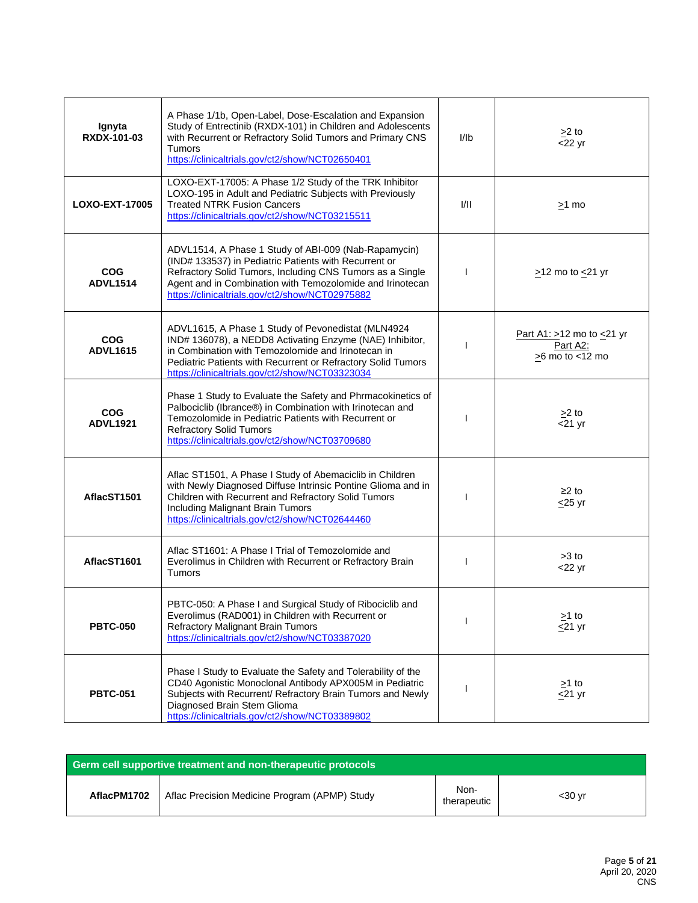| | | | |
|---|---|---|---|
| **Ignyta RXDX-101-03** | A Phase 1/1b, Open-Label, Dose-Escalation and Expansion Study of Entrectinib (RXDX-101) in Children and Adolescents with Recurrent or Refractory Solid Tumors and Primary CNS Tumors https://clinicaltrials.gov/ct2/show/NCT02650401 | I/Ib | >2 to <22 yr |
| **LOXO-EXT-17005** | LOXO-EXT-17005: A Phase 1/2 Study of the TRK Inhibitor LOXO-195 in Adult and Pediatric Subjects with Previously Treated NTRK Fusion Cancers https://clinicaltrials.gov/ct2/show/NCT03215511 | I/II | >1 mo |
| **COG ADVL1514** | ADVL1514, A Phase 1 Study of ABI-009 (Nab-Rapamycin) (IND# 133537) in Pediatric Patients with Recurrent or Refractory Solid Tumors, Including CNS Tumors as a Single Agent and in Combination with Temozolomide and Irinotecan https://clinicaltrials.gov/ct2/show/NCT02975882 | I | >12 mo to <21 yr |
| **COG ADVL1615** | ADVL1615, A Phase 1 Study of Pevonedistat (MLN4924 IND# 136078), a NEDD8 Activating Enzyme (NAE) Inhibitor, in Combination with Temozolomide and Irinotecan in Pediatric Patients with Recurrent or Refractory Solid Tumors https://clinicaltrials.gov/ct2/show/NCT03323034 | I | Part A1: >12 mo to <21 yr<br>Part A2:<br>>6 mo to <12 mo |
| **COG ADVL1921** | Phase 1 Study to Evaluate the Safety and Phrmacokinetics of Palbociclib (Ibrance®) in Combination with Irinotecan and Temozolomide in Pediatric Patients with Recurrent or Refractory Solid Tumors https://clinicaltrials.gov/ct2/show/NCT03709680 | I | >2 to <21 yr |
| **AflacST1501** | Aflac ST1501, A Phase I Study of Abemaciclib in Children with Newly Diagnosed Diffuse Intrinsic Pontine Glioma and in Children with Recurrent and Refractory Solid Tumors Including Malignant Brain Tumors https://clinicaltrials.gov/ct2/show/NCT02644460 | I | ≥2 to <25 yr |
| **AflacST1601** | Aflac ST1601: A Phase I Trial of Temozolomide and Everolimus in Children with Recurrent or Refractory Brain Tumors | I | >3 to <22 yr |
| **PBTC-050** | PBTC-050: A Phase I and Surgical Study of Ribociclib and Everolimus (RAD001) in Children with Recurrent or Refractory Malignant Brain Tumors https://clinicaltrials.gov/ct2/show/NCT03387020 | I | >1 to <21 yr |
| **PBTC-051** | Phase I Study to Evaluate the Safety and Tolerability of the CD40 Agonistic Monoclonal Antibody APX005M in Pediatric Subjects with Recurrent/ Refractory Brain Tumors and Newly Diagnosed Brain Stem Glioma https://clinicaltrials.gov/ct2/show/NCT03389802 | I | >1 to <21 yr |

| **Germ cell supportive treatment and non-therapeutic protocols** | | | |
|---|---|---|---|
| **AflacPM1702** | Aflac Precision Medicine Program (APMP) Study | Non-therapeutic | <30 yr |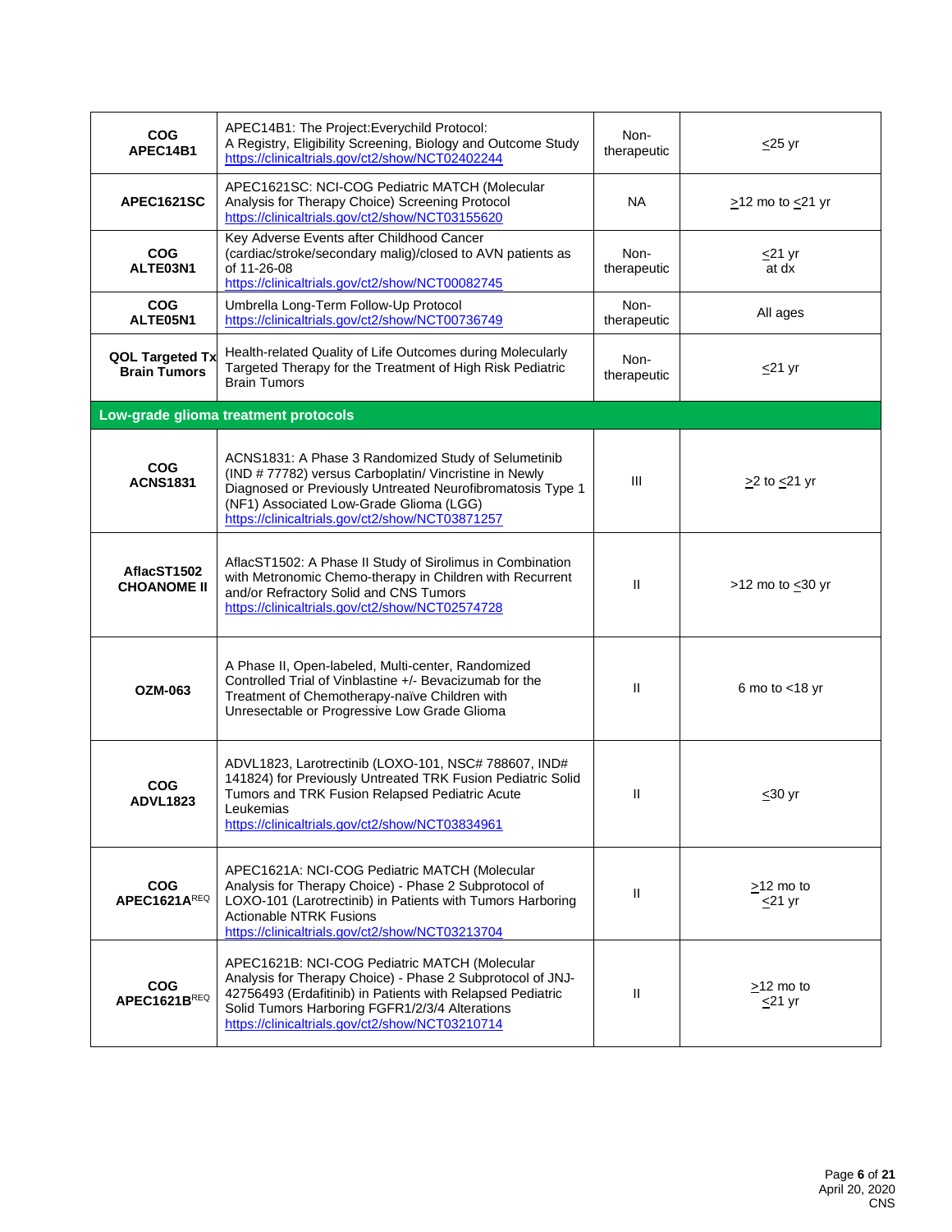| | | | |
|---|---|---|---|
| **COG APEC14B1** | APEC14B1: The Project:Everychild Protocol: A Registry, Eligibility Screening, Biology and Outcome Study https://clinicaltrials.gov/ct2/show/NCT02402244 | Non-therapeutic | ≤25 yr |
| **APEC1621SC** | APEC1621SC: NCI-COG Pediatric MATCH (Molecular Analysis for Therapy Choice) Screening Protocol https://clinicaltrials.gov/ct2/show/NCT03155620 | NA | ≥12 mo to ≤21 yr |
| **COG ALTE03N1** | Key Adverse Events after Childhood Cancer (cardiac/stroke/secondary malig)/closed to AVN patients as of 11-26-08 https://clinicaltrials.gov/ct2/show/NCT00082745 | Non-therapeutic | ≤21 yr at dx |
| **COG ALTE05N1** | Umbrella Long-Term Follow-Up Protocol https://clinicaltrials.gov/ct2/show/NCT00736749 | Non-therapeutic | All ages |
| **QOL Targeted Tx Brain Tumors** | Health-related Quality of Life Outcomes during Molecularly Targeted Therapy for the Treatment of High Risk Pediatric Brain Tumors | Non-therapeutic | ≤21 yr |
| **Low-grade glioma treatment protocols** | | | |
| **COG ACNS1831** | ACNS1831: A Phase 3 Randomized Study of Selumetinib (IND # 77782) versus Carboplatin/ Vincristine in Newly Diagnosed or Previously Untreated Neurofibromatosis Type 1 (NF1) Associated Low-Grade Glioma (LGG) https://clinicaltrials.gov/ct2/show/NCT03871257 | III | ≥2 to ≤21 yr |
| **AflacST1502 CHOANOME II** | AflacST1502: A Phase II Study of Sirolimus in Combination with Metronomic Chemo-therapy in Children with Recurrent and/or Refractory Solid and CNS Tumors https://clinicaltrials.gov/ct2/show/NCT02574728 | II | >12 mo to ≤30 yr |
| **OZM-063** | A Phase II, Open-labeled, Multi-center, Randomized Controlled Trial of Vinblastine +/- Bevacizumab for the Treatment of Chemotherapy-naïve Children with Unresectable or Progressive Low Grade Glioma | II | 6 mo to <18 yr |
| **COG ADVL1823** | ADVL1823, Larotrectinib (LOXO-101, NSC# 788607, IND# 141824) for Previously Untreated TRK Fusion Pediatric Solid Tumors and TRK Fusion Relapsed Pediatric Acute Leukemias https://clinicaltrials.gov/ct2/show/NCT03834961 | II | ≤30 yr |
| **COG APEC1621A**[REQ] | APEC1621A: NCI-COG Pediatric MATCH (Molecular Analysis for Therapy Choice) - Phase 2 Subprotocol of LOXO-101 (Larotrectinib) in Patients with Tumors Harboring Actionable NTRK Fusions https://clinicaltrials.gov/ct2/show/NCT03213704 | II | ≥12 mo to ≤21 yr |
| **COG APEC1621B**[REQ] | APEC1621B: NCI-COG Pediatric MATCH (Molecular Analysis for Therapy Choice) - Phase 2 Subprotocol of JNJ-42756493 (Erdafitinib) in Patients with Relapsed Pediatric Solid Tumors Harboring FGFR1/2/3/4 Alterations https://clinicaltrials.gov/ct2/show/NCT03210714 | II | ≥12 mo to ≤21 yr |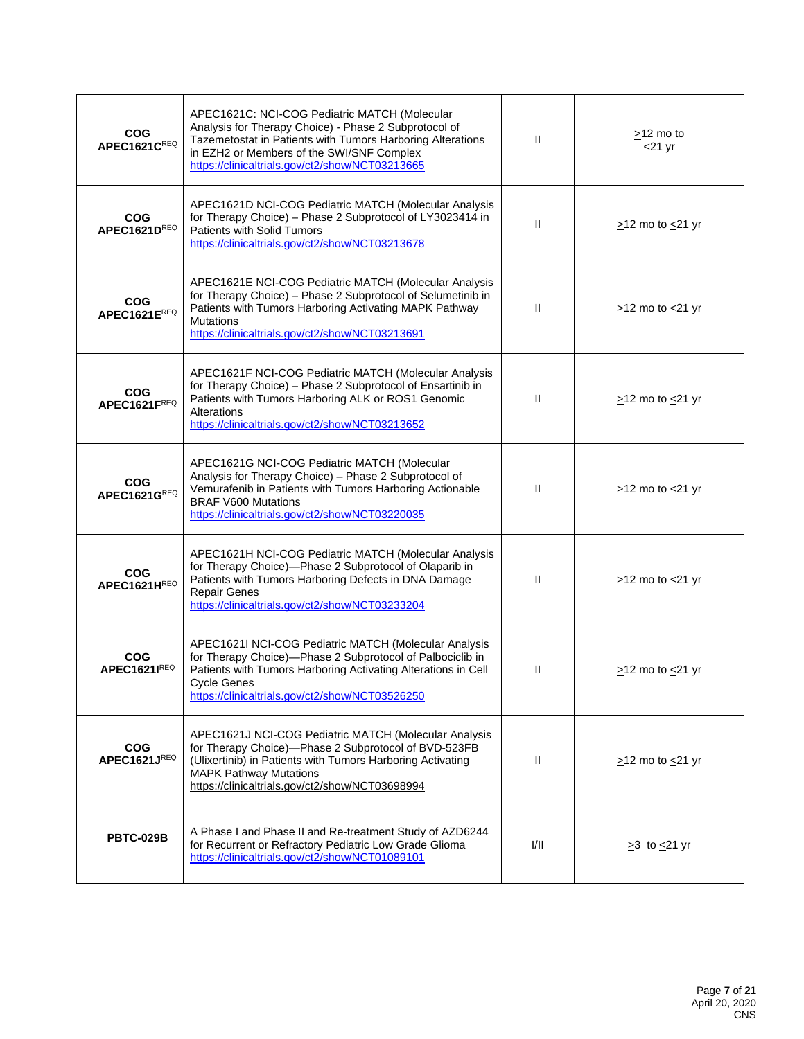| | | | |
|---|---|---|---|
| **COG APEC1621C**[REQ] | APEC1621C: NCI-COG Pediatric MATCH (Molecular Analysis for Therapy Choice) - Phase 2 Subprotocol of Tazemetostat in Patients with Tumors Harboring Alterations in EZH2 or Members of the SWI/SNF Complex https://clinicaltrials.gov/ct2/show/NCT03213665 | II | $\geq$12 mo to $\leq$21 yr |
| **COG APEC1621D**[REQ] | APEC1621D NCI-COG Pediatric MATCH (Molecular Analysis for Therapy Choice) – Phase 2 Subprotocol of LY3023414 in Patients with Solid Tumors https://clinicaltrials.gov/ct2/show/NCT03213678 | II | $\geq$12 mo to $\leq$21 yr |
| **COG APEC1621E**[REQ] | APEC1621E NCI-COG Pediatric MATCH (Molecular Analysis for Therapy Choice) – Phase 2 Subprotocol of Selumetinib in Patients with Tumors Harboring Activating MAPK Pathway Mutations https://clinicaltrials.gov/ct2/show/NCT03213691 | II | $\geq$12 mo to $\leq$21 yr |
| **COG APEC1621F**[REQ] | APEC1621F NCI-COG Pediatric MATCH (Molecular Analysis for Therapy Choice) – Phase 2 Subprotocol of Ensartinib in Patients with Tumors Harboring ALK or ROS1 Genomic Alterations https://clinicaltrials.gov/ct2/show/NCT03213652 | II | $\geq$12 mo to $\leq$21 yr |
| **COG APEC1621G**[REQ] | APEC1621G NCI-COG Pediatric MATCH (Molecular Analysis for Therapy Choice) – Phase 2 Subprotocol of Vemurafenib in Patients with Tumors Harboring Actionable BRAF V600 Mutations https://clinicaltrials.gov/ct2/show/NCT03220035 | II | $\geq$12 mo to $\leq$21 yr |
| **COG APEC1621H**[REQ] | APEC1621H NCI-COG Pediatric MATCH (Molecular Analysis for Therapy Choice)—Phase 2 Subprotocol of Olaparib in Patients with Tumors Harboring Defects in DNA Damage Repair Genes https://clinicaltrials.gov/ct2/show/NCT03233204 | II | $\geq$12 mo to $\leq$21 yr |
| **COG APEC1621I**[REQ] | APEC1621I NCI-COG Pediatric MATCH (Molecular Analysis for Therapy Choice)—Phase 2 Subprotocol of Palbociclib in Patients with Tumors Harboring Activating Alterations in Cell Cycle Genes https://clinicaltrials.gov/ct2/show/NCT03526250 | II | $\geq$12 mo to $\leq$21 yr |
| **COG APEC1621J**[REQ] | APEC1621J NCI-COG Pediatric MATCH (Molecular Analysis for Therapy Choice)—Phase 2 Subprotocol of BVD-523FB (Ulixertinib) in Patients with Tumors Harboring Activating MAPK Pathway Mutations https://clinicaltrials.gov/ct2/show/NCT03698994 | II | $\geq$12 mo to $\leq$21 yr |
| **PBTC-029B** | A Phase I and Phase II and Re-treatment Study of AZD6244 for Recurrent or Refractory Pediatric Low Grade Glioma https://clinicaltrials.gov/ct2/show/NCT01089101 | I/II | $\geq$3 to $\leq$21 yr |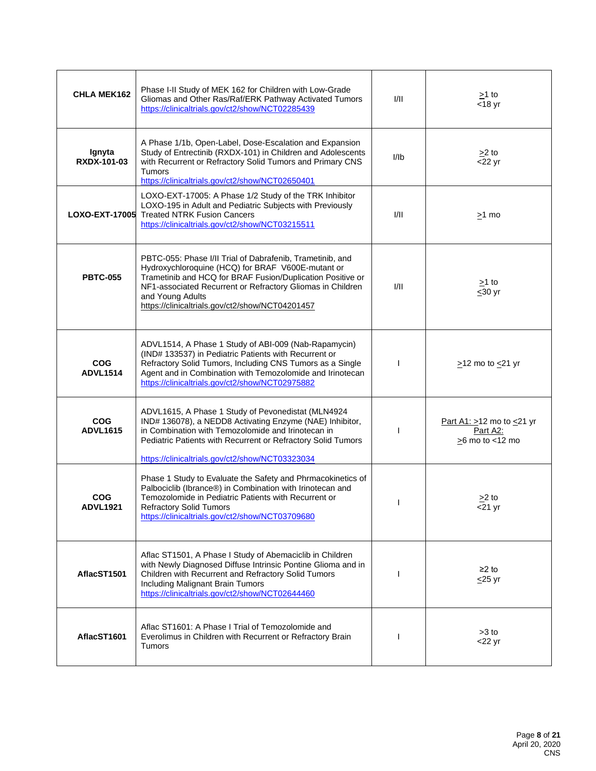| | | | |
|---|---|---|---|
| **CHLA MEK162** | Phase I-II Study of MEK 162 for Children with Low-Grade Gliomas and Other Ras/Raf/ERK Pathway Activated Tumors https://clinicaltrials.gov/ct2/show/NCT02285439 | I/II | ≥1 to <18 yr |
| **Ignyta RXDX-101-03** | A Phase 1/1b, Open-Label, Dose-Escalation and Expansion Study of Entrectinib (RXDX-101) in Children and Adolescents with Recurrent or Refractory Solid Tumors and Primary CNS Tumors https://clinicaltrials.gov/ct2/show/NCT02650401 | I/Ib | ≥2 to <22 yr |
| **LOXO-EXT-17005** | LOXO-EXT-17005: A Phase 1/2 Study of the TRK Inhibitor LOXO-195 in Adult and Pediatric Subjects with Previously Treated NTRK Fusion Cancers https://clinicaltrials.gov/ct2/show/NCT03215511 | I/II | ≥1 mo |
| **PBTC-055** | PBTC-055: Phase I/II Trial of Dabrafenib, Trametinib, and Hydroxychloroquine (HCQ) for BRAF V600E-mutant or Trametinib and HCQ for BRAF Fusion/Duplication Positive or NF1-associated Recurrent or Refractory Gliomas in Children and Young Adults https://clinicaltrials.gov/ct2/show/NCT04201457 | I/II | ≥1 to ≤30 yr |
| **COG ADVL1514** | ADVL1514, A Phase 1 Study of ABI-009 (Nab-Rapamycin) (IND# 133537) in Pediatric Patients with Recurrent or Refractory Solid Tumors, Including CNS Tumors as a Single Agent and in Combination with Temozolomide and Irinotecan https://clinicaltrials.gov/ct2/show/NCT02975882 | I | ≥12 mo to ≤21 yr |
| **COG ADVL1615** | ADVL1615, A Phase 1 Study of Pevonedistat (MLN4924 IND# 136078), a NEDD8 Activating Enzyme (NAE) Inhibitor, in Combination with Temozolomide and Irinotecan in Pediatric Patients with Recurrent or Refractory Solid Tumors https://clinicaltrials.gov/ct2/show/NCT03323034 | I | Part A1: ≥12 mo to ≤21 yr<br>Part A2: ≥6 mo to <12 mo |
| **COG ADVL1921** | Phase 1 Study to Evaluate the Safety and Phrmacokinetics of Palbociclib (Ibrance®) in Combination with Irinotecan and Temozolomide in Pediatric Patients with Recurrent or Refractory Solid Tumors https://clinicaltrials.gov/ct2/show/NCT03709680 | I | ≥2 to <21 yr |
| **AflacST1501** | Aflac ST1501, A Phase I Study of Abemaciclib in Children with Newly Diagnosed Diffuse Intrinsic Pontine Glioma and in Children with Recurrent and Refractory Solid Tumors Including Malignant Brain Tumors https://clinicaltrials.gov/ct2/show/NCT02644460 | I | ≥2 to ≤25 yr |
| **AflacST1601** | Aflac ST1601: A Phase I Trial of Temozolomide and Everolimus in Children with Recurrent or Refractory Brain Tumors | I | >3 to <22 yr |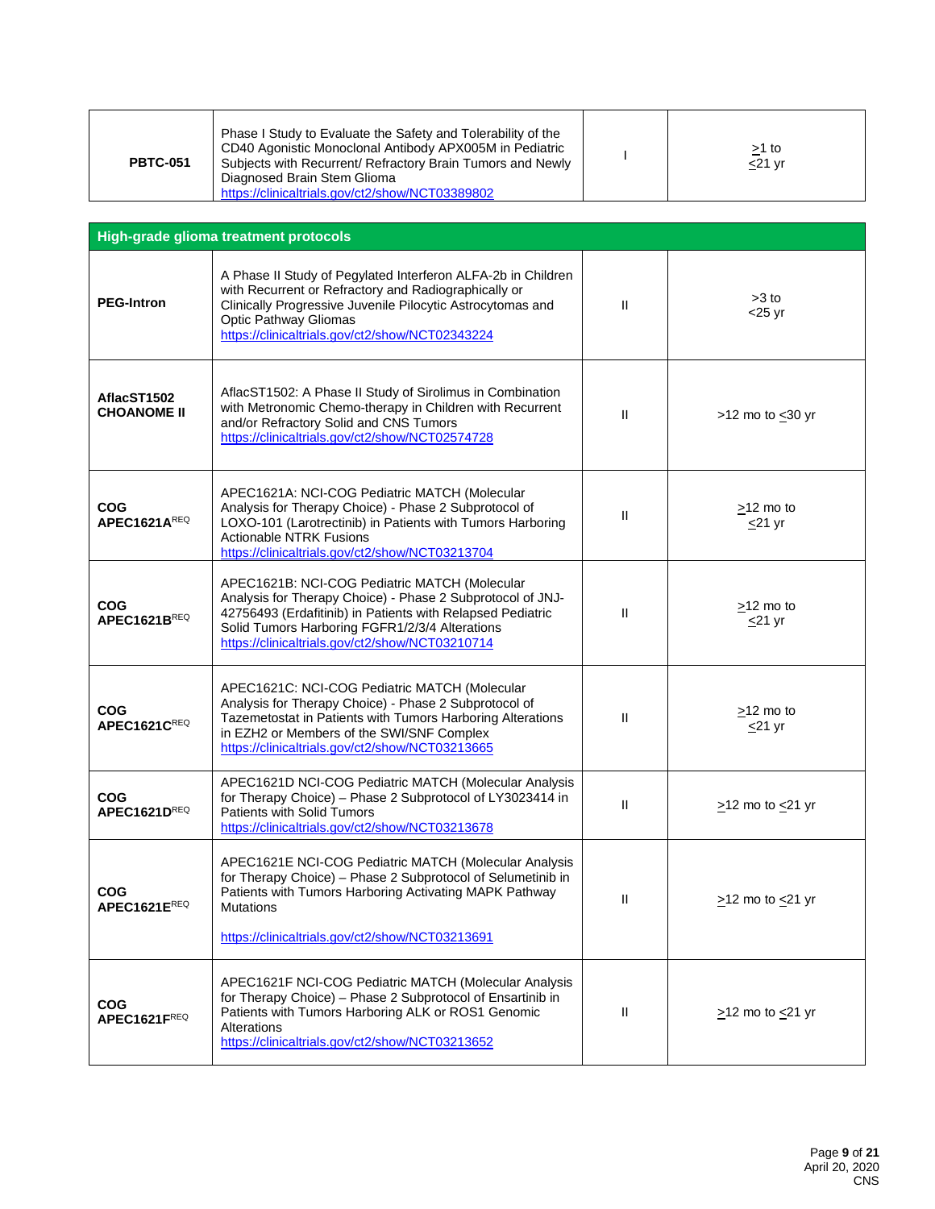| | | | |
|---|---|---|---|
| **PBTC-051** | Phase I Study to Evaluate the Safety and Tolerability of the CD40 Agonistic Monoclonal Antibody APX005M in Pediatric Subjects with Recurrent/ Refractory Brain Tumors and Newly Diagnosed Brain Stem Glioma https://clinicaltrials.gov/ct2/show/NCT03389802 | I | ≥1 to ≤21 yr |

| **High-grade glioma treatment protocols** | | | |
|---|---|---|---|
| **PEG-Intron** | A Phase II Study of Pegylated Interferon ALFA-2b in Children with Recurrent or Refractory and Radiographically or Clinically Progressive Juvenile Pilocytic Astrocytomas and Optic Pathway Gliomas https://clinicaltrials.gov/ct2/show/NCT02343224 | II | >3 to <25 yr |
| **AflacST1502 CHOANOME II** | AflacST1502: A Phase II Study of Sirolimus in Combination with Metronomic Chemo-therapy in Children with Recurrent and/or Refractory Solid and CNS Tumors https://clinicaltrials.gov/ct2/show/NCT02574728 | II | >12 mo to ≤30 yr |
| **COG APEC1621A**[REQ] | APEC1621A: NCI-COG Pediatric MATCH (Molecular Analysis for Therapy Choice) - Phase 2 Subprotocol of LOXO-101 (Larotrectinib) in Patients with Tumors Harboring Actionable NTRK Fusions https://clinicaltrials.gov/ct2/show/NCT03213704 | II | ≥12 mo to ≤21 yr |
| **COG APEC1621B**[REQ] | APEC1621B: NCI-COG Pediatric MATCH (Molecular Analysis for Therapy Choice) - Phase 2 Subprotocol of JNJ-42756493 (Erdafitinib) in Patients with Relapsed Pediatric Solid Tumors Harboring FGFR1/2/3/4 Alterations https://clinicaltrials.gov/ct2/show/NCT03210714 | II | ≥12 mo to ≤21 yr |
| **COG APEC1621C**[REQ] | APEC1621C: NCI-COG Pediatric MATCH (Molecular Analysis for Therapy Choice) - Phase 2 Subprotocol of Tazemetostat in Patients with Tumors Harboring Alterations in EZH2 or Members of the SWI/SNF Complex https://clinicaltrials.gov/ct2/show/NCT03213665 | II | ≥12 mo to ≤21 yr |
| **COG APEC1621D**[REQ] | APEC1621D NCI-COG Pediatric MATCH (Molecular Analysis for Therapy Choice) – Phase 2 Subprotocol of LY3023414 in Patients with Solid Tumors https://clinicaltrials.gov/ct2/show/NCT03213678 | II | ≥12 mo to ≤21 yr |
| **COG APEC1621E**[REQ] | APEC1621E NCI-COG Pediatric MATCH (Molecular Analysis for Therapy Choice) – Phase 2 Subprotocol of Selumetinib in Patients with Tumors Harboring Activating MAPK Pathway Mutations<br><br>https://clinicaltrials.gov/ct2/show/NCT03213691 | II | ≥12 mo to ≤21 yr |
| **COG APEC1621F**[REQ] | APEC1621F NCI-COG Pediatric MATCH (Molecular Analysis for Therapy Choice) – Phase 2 Subprotocol of Ensartinib in Patients with Tumors Harboring ALK or ROS1 Genomic Alterations https://clinicaltrials.gov/ct2/show/NCT03213652 | II | ≥12 mo to ≤21 yr |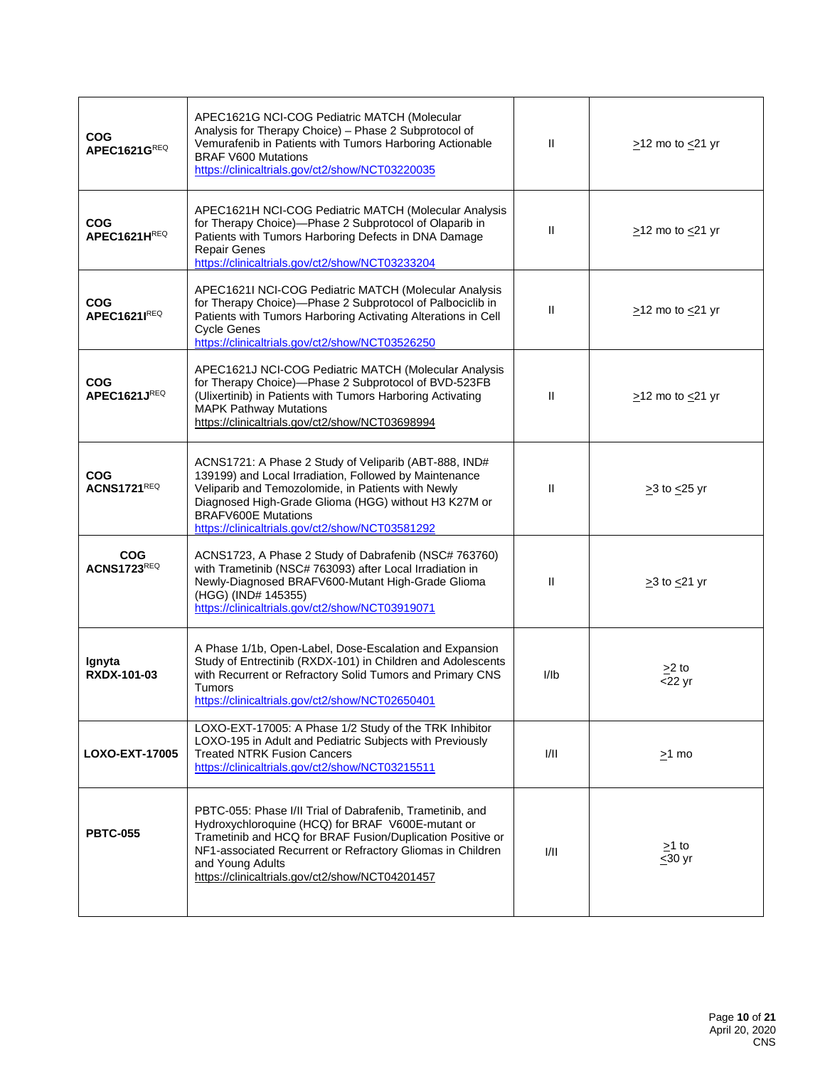| | | | |
|---|---|---|---|
| **COG APEC1621G**[REQ] | APEC1621G NCI-COG Pediatric MATCH (Molecular Analysis for Therapy Choice) – Phase 2 Subprotocol of Vemurafenib in Patients with Tumors Harboring Actionable BRAF V600 Mutations https://clinicaltrials.gov/ct2/show/NCT03220035 | II | ≥12 mo to ≤21 yr |
| **COG APEC1621H**[REQ] | APEC1621H NCI-COG Pediatric MATCH (Molecular Analysis for Therapy Choice)—Phase 2 Subprotocol of Olaparib in Patients with Tumors Harboring Defects in DNA Damage Repair Genes https://clinicaltrials.gov/ct2/show/NCT03233204 | II | ≥12 mo to ≤21 yr |
| **COG APEC1621I**[REQ] | APEC1621I NCI-COG Pediatric MATCH (Molecular Analysis for Therapy Choice)—Phase 2 Subprotocol of Palbociclib in Patients with Tumors Harboring Activating Alterations in Cell Cycle Genes https://clinicaltrials.gov/ct2/show/NCT03526250 | II | ≥12 mo to ≤21 yr |
| **COG APEC1621J**[REQ] | APEC1621J NCI-COG Pediatric MATCH (Molecular Analysis for Therapy Choice)—Phase 2 Subprotocol of BVD-523FB (Ulixertinib) in Patients with Tumors Harboring Activating MAPK Pathway Mutations https://clinicaltrials.gov/ct2/show/NCT03698994 | II | ≥12 mo to ≤21 yr |
| **COG ACNS1721**[REQ] | ACNS1721: A Phase 2 Study of Veliparib (ABT-888, IND# 139199) and Local Irradiation, Followed by Maintenance Veliparib and Temozolomide, in Patients with Newly Diagnosed High-Grade Glioma (HGG) without H3 K27M or BRAFV600E Mutations https://clinicaltrials.gov/ct2/show/NCT03581292 | II | ≥3 to ≤25 yr |
| **COG ACNS1723**[REQ] | ACNS1723, A Phase 2 Study of Dabrafenib (NSC# 763760) with Trametinib (NSC# 763093) after Local Irradiation in Newly-Diagnosed BRAFV600-Mutant High-Grade Glioma (HGG) (IND# 145355) https://clinicaltrials.gov/ct2/show/NCT03919071 | II | ≥3 to ≤21 yr |
| **Ignyta RXDX-101-03** | A Phase 1/1b, Open-Label, Dose-Escalation and Expansion Study of Entrectinib (RXDX-101) in Children and Adolescents with Recurrent or Refractory Solid Tumors and Primary CNS Tumors https://clinicaltrials.gov/ct2/show/NCT02650401 | I/Ib | ≥2 to <22 yr |
| **LOXO-EXT-17005** | LOXO-EXT-17005: A Phase 1/2 Study of the TRK Inhibitor LOXO-195 in Adult and Pediatric Subjects with Previously Treated NTRK Fusion Cancers https://clinicaltrials.gov/ct2/show/NCT03215511 | I/II | ≥1 mo |
| **PBTC-055** | PBTC-055: Phase I/II Trial of Dabrafenib, Trametinib, and Hydroxychloroquine (HCQ) for BRAF V600E-mutant or Trametinib and HCQ for BRAF Fusion/Duplication Positive or NF1-associated Recurrent or Refractory Gliomas in Children and Young Adults https://clinicaltrials.gov/ct2/show/NCT04201457 | I/II | ≥1 to ≤30 yr |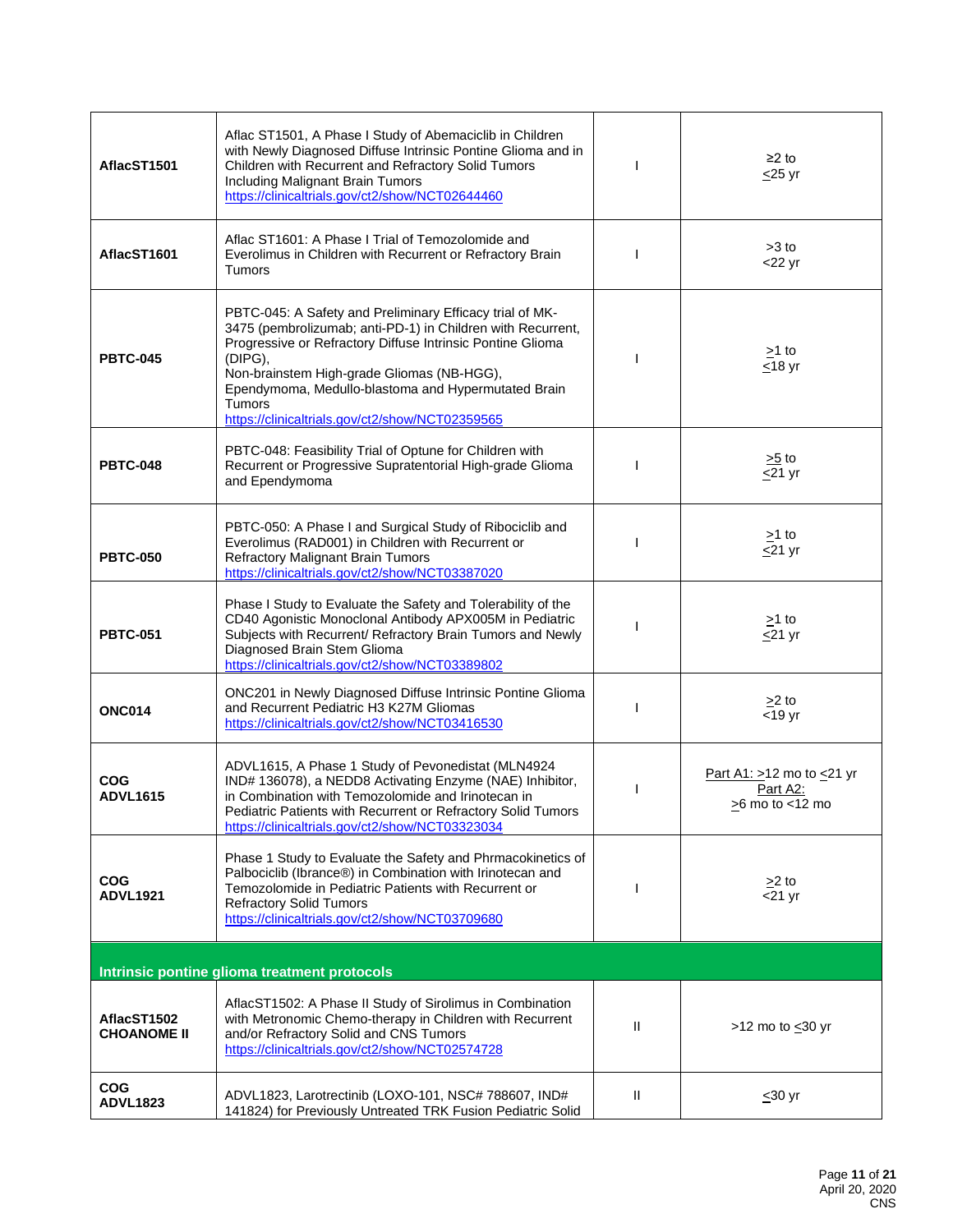| | | | |
|---|---|---|---|
| **AflacST1501** | Aflac ST1501, A Phase I Study of Abemaciclib in Children with Newly Diagnosed Diffuse Intrinsic Pontine Glioma and in Children with Recurrent and Refractory Solid Tumors Including Malignant Brain Tumors https://clinicaltrials.gov/ct2/show/NCT02644460 | I | ≥2 to ≤25 yr |
| **AflacST1601** | Aflac ST1601: A Phase I Trial of Temozolomide and Everolimus in Children with Recurrent or Refractory Brain Tumors | I | >3 to <22 yr |
| **PBTC-045** | PBTC-045: A Safety and Preliminary Efficacy trial of MK-3475 (pembrolizumab; anti-PD-1) in Children with Recurrent, Progressive or Refractory Diffuse Intrinsic Pontine Glioma (DIPG), Non-brainstem High-grade Gliomas (NB-HGG), Ependymoma, Medullo-blastoma and Hypermutated Brain Tumors https://clinicaltrials.gov/ct2/show/NCT02359565 | I | ≥1 to ≤18 yr |
| **PBTC-048** | PBTC-048: Feasibility Trial of Optune for Children with Recurrent or Progressive Supratentorial High-grade Glioma and Ependymoma | I | ≥5 to ≤21 yr |
| **PBTC-050** | PBTC-050: A Phase I and Surgical Study of Ribociclib and Everolimus (RAD001) in Children with Recurrent or Refractory Malignant Brain Tumors https://clinicaltrials.gov/ct2/show/NCT03387020 | I | ≥1 to ≤21 yr |
| **PBTC-051** | Phase I Study to Evaluate the Safety and Tolerability of the CD40 Agonistic Monoclonal Antibody APX005M in Pediatric Subjects with Recurrent/ Refractory Brain Tumors and Newly Diagnosed Brain Stem Glioma https://clinicaltrials.gov/ct2/show/NCT03389802 | I | ≥1 to ≤21 yr |
| **ONC014** | ONC201 in Newly Diagnosed Diffuse Intrinsic Pontine Glioma and Recurrent Pediatric H3 K27M Gliomas https://clinicaltrials.gov/ct2/show/NCT03416530 | I | ≥2 to <19 yr |
| **COG ADVL1615** | ADVL1615, A Phase 1 Study of Pevonedistat (MLN4924 IND# 136078), a NEDD8 Activating Enzyme (NAE) Inhibitor, in Combination with Temozolomide and Irinotecan in Pediatric Patients with Recurrent or Refractory Solid Tumors https://clinicaltrials.gov/ct2/show/NCT03323034 | I | Part A1: ≥12 mo to ≤21 yr<br>Part A2:<br>≥6 mo to <12 mo |
| **COG ADVL1921** | Phase 1 Study to Evaluate the Safety and Phrmacokinetics of Palbociclib (Ibrance®) in Combination with Irinotecan and Temozolomide in Pediatric Patients with Recurrent or Refractory Solid Tumors https://clinicaltrials.gov/ct2/show/NCT03709680 | I | ≥2 to <21 yr |
| **Intrinsic pontine glioma treatment protocols** | | | |
| **AflacST1502 CHOANOME II** | AflacST1502: A Phase II Study of Sirolimus in Combination with Metronomic Chemo-therapy in Children with Recurrent and/or Refractory Solid and CNS Tumors https://clinicaltrials.gov/ct2/show/NCT02574728 | II | >12 mo to ≤30 yr |
| **COG ADVL1823** | ADVL1823, Larotrectinib (LOXO-101, NSC# 788607, IND# 141824) for Previously Untreated TRK Fusion Pediatric Solid | II | ≤30 yr |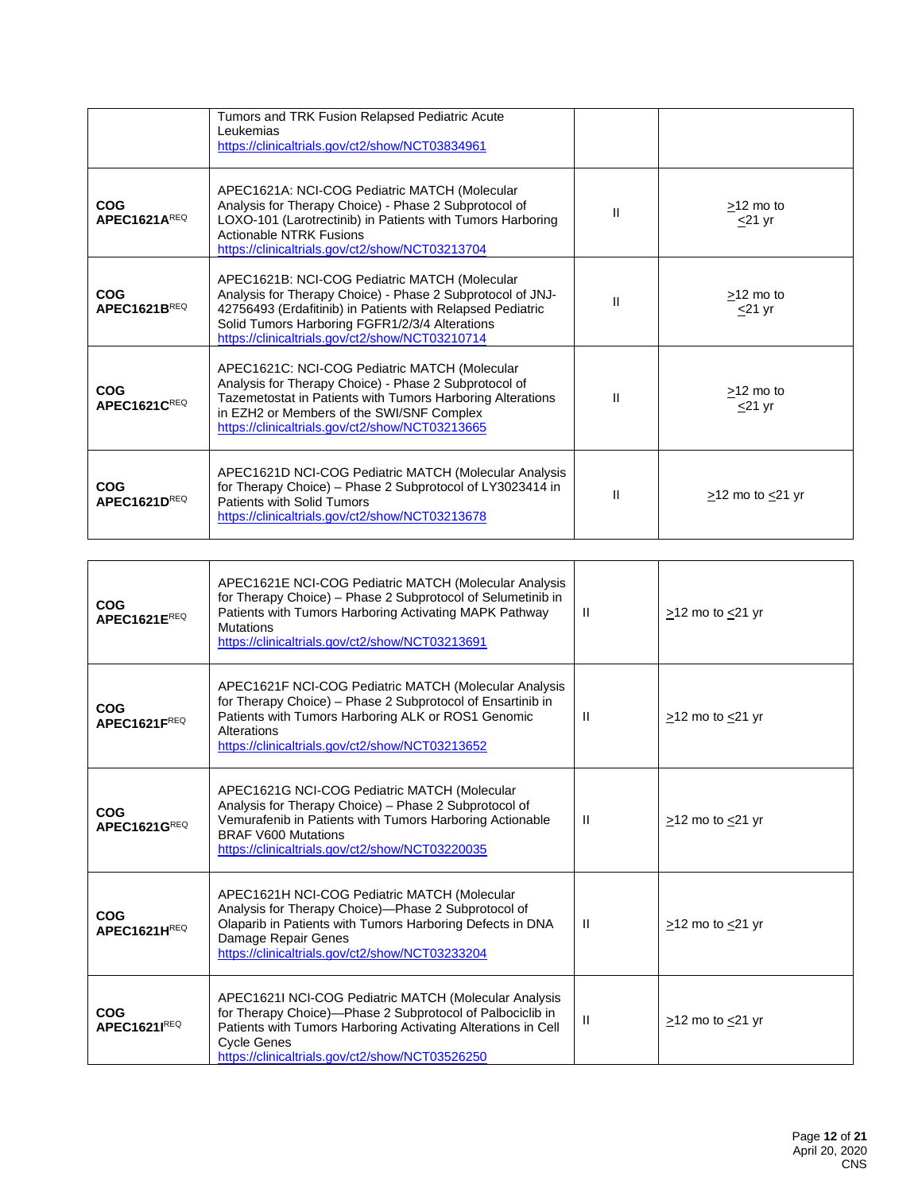| | | | |
|---|---|---|---|
| | Tumors and TRK Fusion Relapsed Pediatric Acute Leukemias https://clinicaltrials.gov/ct2/show/NCT03834961 | | |
| **COG APEC1621A**[REQ] | APEC1621A: NCI-COG Pediatric MATCH (Molecular Analysis for Therapy Choice) - Phase 2 Subprotocol of LOXO-101 (Larotrectinib) in Patients with Tumors Harboring Actionable NTRK Fusions https://clinicaltrials.gov/ct2/show/NCT03213704 | II | ≥12 mo to ≤21 yr |
| **COG APEC1621B**[REQ] | APEC1621B: NCI-COG Pediatric MATCH (Molecular Analysis for Therapy Choice) - Phase 2 Subprotocol of JNJ-42756493 (Erdafitinib) in Patients with Relapsed Pediatric Solid Tumors Harboring FGFR1/2/3/4 Alterations https://clinicaltrials.gov/ct2/show/NCT03210714 | II | ≥12 mo to ≤21 yr |
| **COG APEC1621C**[REQ] | APEC1621C: NCI-COG Pediatric MATCH (Molecular Analysis for Therapy Choice) - Phase 2 Subprotocol of Tazemetostat in Patients with Tumors Harboring Alterations in EZH2 or Members of the SWI/SNF Complex https://clinicaltrials.gov/ct2/show/NCT03213665 | II | ≥12 mo to ≤21 yr |
| **COG APEC1621D**[REQ] | APEC1621D NCI-COG Pediatric MATCH (Molecular Analysis for Therapy Choice) – Phase 2 Subprotocol of LY3023414 in Patients with Solid Tumors https://clinicaltrials.gov/ct2/show/NCT03213678 | II | ≥12 mo to ≤21 yr |
| **COG APEC1621E**[REQ] | APEC1621E NCI-COG Pediatric MATCH (Molecular Analysis for Therapy Choice) – Phase 2 Subprotocol of Selumetinib in Patients with Tumors Harboring Activating MAPK Pathway Mutations https://clinicaltrials.gov/ct2/show/NCT03213691 | II | ≥12 mo to ≤21 yr |
| **COG APEC1621F**[REQ] | APEC1621F NCI-COG Pediatric MATCH (Molecular Analysis for Therapy Choice) – Phase 2 Subprotocol of Ensartinib in Patients with Tumors Harboring ALK or ROS1 Genomic Alterations https://clinicaltrials.gov/ct2/show/NCT03213652 | II | ≥12 mo to ≤21 yr |
| **COG APEC1621G**[REQ] | APEC1621G NCI-COG Pediatric MATCH (Molecular Analysis for Therapy Choice) – Phase 2 Subprotocol of Vemurafenib in Patients with Tumors Harboring Actionable BRAF V600 Mutations https://clinicaltrials.gov/ct2/show/NCT03220035 | II | ≥12 mo to ≤21 yr |
| **COG APEC1621H**[REQ] | APEC1621H NCI-COG Pediatric MATCH (Molecular Analysis for Therapy Choice)—Phase 2 Subprotocol of Olaparib in Patients with Tumors Harboring Defects in DNA Damage Repair Genes https://clinicaltrials.gov/ct2/show/NCT03233204 | II | ≥12 mo to ≤21 yr |
| **COG APEC1621I**[REQ] | APEC1621I NCI-COG Pediatric MATCH (Molecular Analysis for Therapy Choice)—Phase 2 Subprotocol of Palbociclib in Patients with Tumors Harboring Activating Alterations in Cell Cycle Genes https://clinicaltrials.gov/ct2/show/NCT03526250 | II | ≥12 mo to ≤21 yr |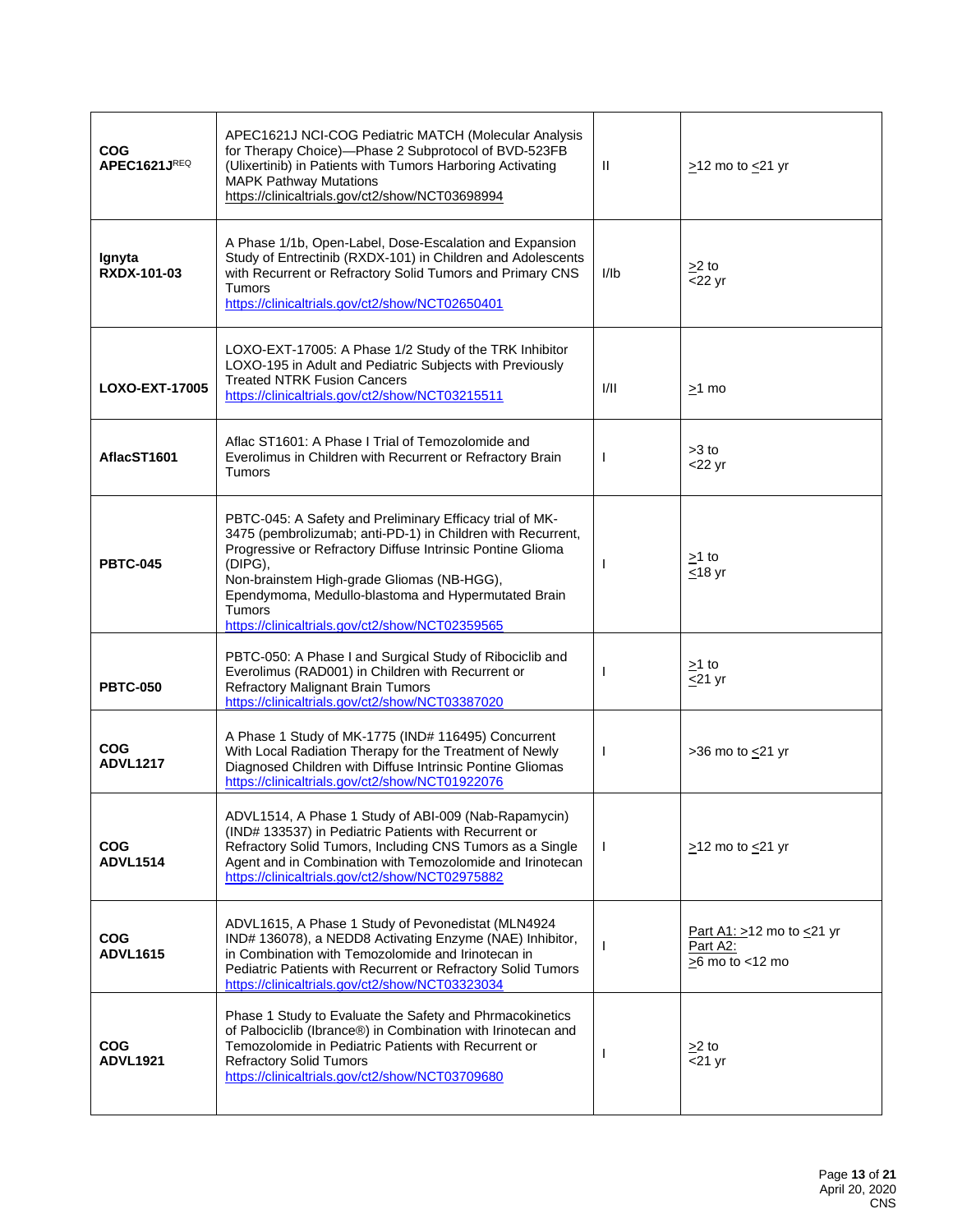| | | | |
|---|---|---|---|
| **COG APEC1621J**[REQ] | APEC1621J NCI-COG Pediatric MATCH (Molecular Analysis for Therapy Choice)—Phase 2 Subprotocol of BVD-523FB (Ulixertinib) in Patients with Tumors Harboring Activating MAPK Pathway Mutations https://clinicaltrials.gov/ct2/show/NCT03698994 | II | ≥12 mo to ≤21 yr |
| **Ignyta RXDX-101-03** | A Phase 1/1b, Open-Label, Dose-Escalation and Expansion Study of Entrectinib (RXDX-101) in Children and Adolescents with Recurrent or Refractory Solid Tumors and Primary CNS Tumors https://clinicaltrials.gov/ct2/show/NCT02650401 | I/Ib | ≥2 to <22 yr |
| **LOXO-EXT-17005** | LOXO-EXT-17005: A Phase 1/2 Study of the TRK Inhibitor LOXO-195 in Adult and Pediatric Subjects with Previously Treated NTRK Fusion Cancers https://clinicaltrials.gov/ct2/show/NCT03215511 | I/II | ≥1 mo |
| **AflacST1601** | Aflac ST1601: A Phase I Trial of Temozolomide and Everolimus in Children with Recurrent or Refractory Brain Tumors | I | >3 to <22 yr |
| **PBTC-045** | PBTC-045: A Safety and Preliminary Efficacy trial of MK-3475 (pembrolizumab; anti-PD-1) in Children with Recurrent, Progressive or Refractory Diffuse Intrinsic Pontine Glioma (DIPG), Non-brainstem High-grade Gliomas (NB-HGG), Ependymoma, Medullo-blastoma and Hypermutated Brain Tumors https://clinicaltrials.gov/ct2/show/NCT02359565 | I | ≥1 to ≤18 yr |
| **PBTC-050** | PBTC-050: A Phase I and Surgical Study of Ribociclib and Everolimus (RAD001) in Children with Recurrent or Refractory Malignant Brain Tumors https://clinicaltrials.gov/ct2/show/NCT03387020 | I | ≥1 to ≤21 yr |
| **COG ADVL1217** | A Phase 1 Study of MK-1775 (IND# 116495) Concurrent With Local Radiation Therapy for the Treatment of Newly Diagnosed Children with Diffuse Intrinsic Pontine Gliomas https://clinicaltrials.gov/ct2/show/NCT01922076 | I | >36 mo to ≤21 yr |
| **COG ADVL1514** | ADVL1514, A Phase 1 Study of ABI-009 (Nab-Rapamycin) (IND# 133537) in Pediatric Patients with Recurrent or Refractory Solid Tumors, Including CNS Tumors as a Single Agent and in Combination with Temozolomide and Irinotecan https://clinicaltrials.gov/ct2/show/NCT02975882 | I | ≥12 mo to ≤21 yr |
| **COG ADVL1615** | ADVL1615, A Phase 1 Study of Pevonedistat (MLN4924 IND# 136078), a NEDD8 Activating Enzyme (NAE) Inhibitor, in Combination with Temozolomide and Irinotecan in Pediatric Patients with Recurrent or Refractory Solid Tumors https://clinicaltrials.gov/ct2/show/NCT03323034 | I | Part A1: ≥12 mo to ≤21 yr<br>Part A2:<br>≥6 mo to <12 mo |
| **COG ADVL1921** | Phase 1 Study to Evaluate the Safety and Phrmacokinetics of Palbociclib (Ibrance®) in Combination with Irinotecan and Temozolomide in Pediatric Patients with Recurrent or Refractory Solid Tumors https://clinicaltrials.gov/ct2/show/NCT03709680 | I | ≥2 to <21 yr |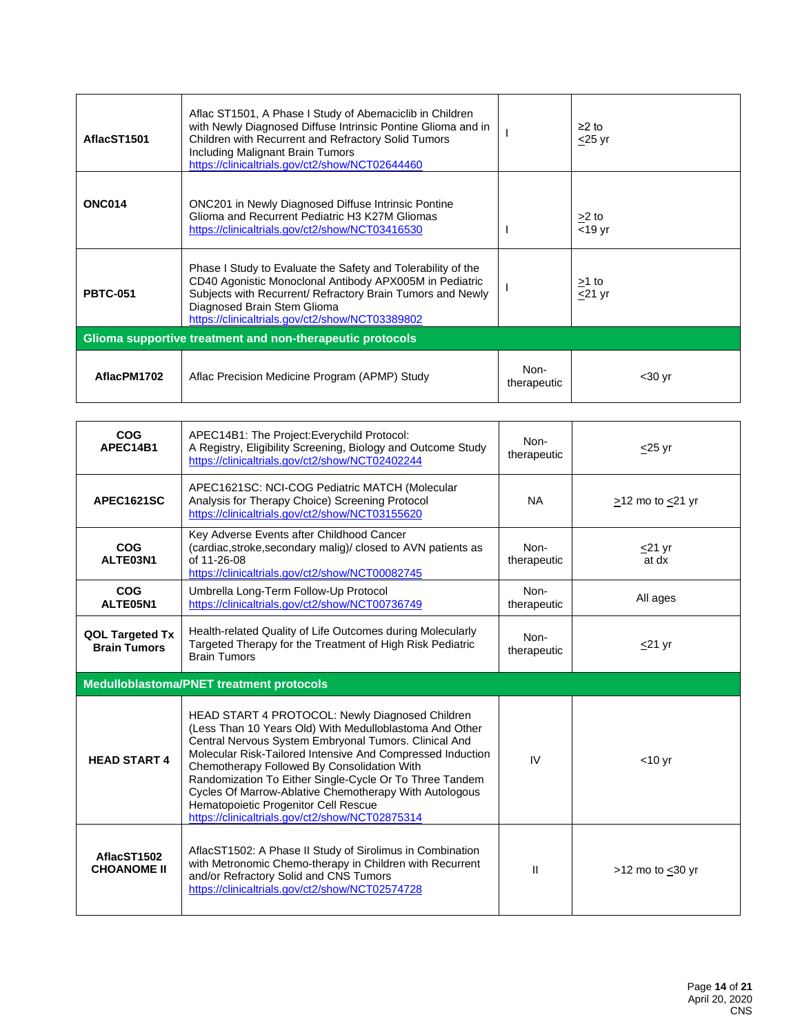| | | | |
|---|---|---|---|
| **AflacST1501** | Aflac ST1501, A Phase I Study of Abemaciclib in Children with Newly Diagnosed Diffuse Intrinsic Pontine Glioma and in Children with Recurrent and Refractory Solid Tumors Including Malignant Brain Tumors https://clinicaltrials.gov/ct2/show/NCT02644460 | I | ≥2 to ≤25 yr |
| **ONC014** | ONC201 in Newly Diagnosed Diffuse Intrinsic Pontine Glioma and Recurrent Pediatric H3 K27M Gliomas https://clinicaltrials.gov/ct2/show/NCT03416530 | I | ≥2 to <19 yr |
| **PBTC-051** | Phase I Study to Evaluate the Safety and Tolerability of the CD40 Agonistic Monoclonal Antibody APX005M in Pediatric Subjects with Recurrent/ Refractory Brain Tumors and Newly Diagnosed Brain Stem Glioma https://clinicaltrials.gov/ct2/show/NCT03389802 | I | ≥1 to ≤21 yr |
| **Glioma supportive treatment and non-therapeutic protocols** | | | |
| **AflacPM1702** | Aflac Precision Medicine Program (APMP) Study | Non-therapeutic | <30 yr |
| **COG APEC14B1** | APEC14B1: The Project:Everychild Protocol: A Registry, Eligibility Screening, Biology and Outcome Study https://clinicaltrials.gov/ct2/show/NCT02402244 | Non-therapeutic | ≤25 yr |
| **APEC1621SC** | APEC1621SC: NCI-COG Pediatric MATCH (Molecular Analysis for Therapy Choice) Screening Protocol https://clinicaltrials.gov/ct2/show/NCT03155620 | NA | ≥12 mo to ≤21 yr |
| **COG ALTE03N1** | Key Adverse Events after Childhood Cancer (cardiac,stroke,secondary malig)/ closed to AVN patients as of 11-26-08 https://clinicaltrials.gov/ct2/show/NCT00082745 | Non-therapeutic | ≤21 yr at dx |
| **COG ALTE05N1** | Umbrella Long-Term Follow-Up Protocol https://clinicaltrials.gov/ct2/show/NCT00736749 | Non-therapeutic | All ages |
| **QOL Targeted Tx Brain Tumors** | Health-related Quality of Life Outcomes during Molecularly Targeted Therapy for the Treatment of High Risk Pediatric Brain Tumors | Non-therapeutic | ≤21 yr |
| **Medulloblastoma/PNET treatment protocols** | | | |
| **HEAD START 4** | HEAD START 4 PROTOCOL: Newly Diagnosed Children (Less Than 10 Years Old) With Medulloblastoma And Other Central Nervous System Embryonal Tumors. Clinical And Molecular Risk-Tailored Intensive And Compressed Induction Chemotherapy Followed By Consolidation With Randomization To Either Single-Cycle Or To Three Tandem Cycles Of Marrow-Ablative Chemotherapy With Autologous Hematopoietic Progenitor Cell Rescue https://clinicaltrials.gov/ct2/show/NCT02875314 | IV | <10 yr |
| **AflacST1502 CHOANOME II** | AflacST1502: A Phase II Study of Sirolimus in Combination with Metronomic Chemo-therapy in Children with Recurrent and/or Refractory Solid and CNS Tumors https://clinicaltrials.gov/ct2/show/NCT02574728 | II | >12 mo to ≤30 yr |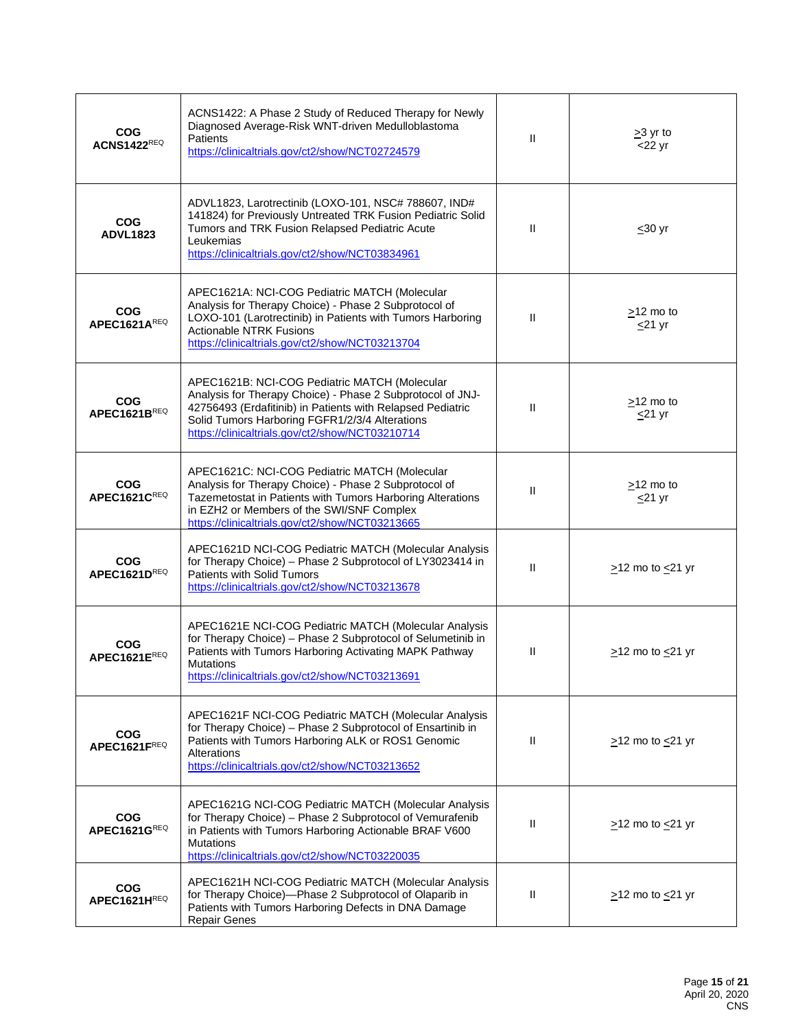| | | | |
|---|---|---|---|
| **COG ACNS1422**[REQ] | ACNS1422: A Phase 2 Study of Reduced Therapy for Newly Diagnosed Average-Risk WNT-driven Medulloblastoma Patients https://clinicaltrials.gov/ct2/show/NCT02724579 | II | ≥3 yr to <22 yr |
| **COG ADVL1823** | ADVL1823, Larotrectinib (LOXO-101, NSC# 788607, IND# 141824) for Previously Untreated TRK Fusion Pediatric Solid Tumors and TRK Fusion Relapsed Pediatric Acute Leukemias https://clinicaltrials.gov/ct2/show/NCT03834961 | II | ≤30 yr |
| **COG APEC1621A**[REQ] | APEC1621A: NCI-COG Pediatric MATCH (Molecular Analysis for Therapy Choice) - Phase 2 Subprotocol of LOXO-101 (Larotrectinib) in Patients with Tumors Harboring Actionable NTRK Fusions https://clinicaltrials.gov/ct2/show/NCT03213704 | II | ≥12 mo to ≤21 yr |
| **COG APEC1621B**[REQ] | APEC1621B: NCI-COG Pediatric MATCH (Molecular Analysis for Therapy Choice) - Phase 2 Subprotocol of JNJ-42756493 (Erdafitinib) in Patients with Relapsed Pediatric Solid Tumors Harboring FGFR1/2/3/4 Alterations https://clinicaltrials.gov/ct2/show/NCT03210714 | II | ≥12 mo to ≤21 yr |
| **COG APEC1621C**[REQ] | APEC1621C: NCI-COG Pediatric MATCH (Molecular Analysis for Therapy Choice) - Phase 2 Subprotocol of Tazemetostat in Patients with Tumors Harboring Alterations in EZH2 or Members of the SWI/SNF Complex https://clinicaltrials.gov/ct2/show/NCT03213665 | II | ≥12 mo to ≤21 yr |
| **COG APEC1621D**[REQ] | APEC1621D NCI-COG Pediatric MATCH (Molecular Analysis for Therapy Choice) – Phase 2 Subprotocol of LY3023414 in Patients with Solid Tumors https://clinicaltrials.gov/ct2/show/NCT03213678 | II | ≥12 mo to ≤21 yr |
| **COG APEC1621E**[REQ] | APEC1621E NCI-COG Pediatric MATCH (Molecular Analysis for Therapy Choice) – Phase 2 Subprotocol of Selumetinib in Patients with Tumors Harboring Activating MAPK Pathway Mutations https://clinicaltrials.gov/ct2/show/NCT03213691 | II | ≥12 mo to ≤21 yr |
| **COG APEC1621F**[REQ] | APEC1621F NCI-COG Pediatric MATCH (Molecular Analysis for Therapy Choice) – Phase 2 Subprotocol of Ensartinib in Patients with Tumors Harboring ALK or ROS1 Genomic Alterations https://clinicaltrials.gov/ct2/show/NCT03213652 | II | ≥12 mo to ≤21 yr |
| **COG APEC1621G**[REQ] | APEC1621G NCI-COG Pediatric MATCH (Molecular Analysis for Therapy Choice) – Phase 2 Subprotocol of Vemurafenib in Patients with Tumors Harboring Actionable BRAF V600 Mutations https://clinicaltrials.gov/ct2/show/NCT03220035 | II | ≥12 mo to ≤21 yr |
| **COG APEC1621H**[REQ] | APEC1621H NCI-COG Pediatric MATCH (Molecular Analysis for Therapy Choice)—Phase 2 Subprotocol of Olaparib in Patients with Tumors Harboring Defects in DNA Damage Repair Genes | II | ≥12 mo to ≤21 yr |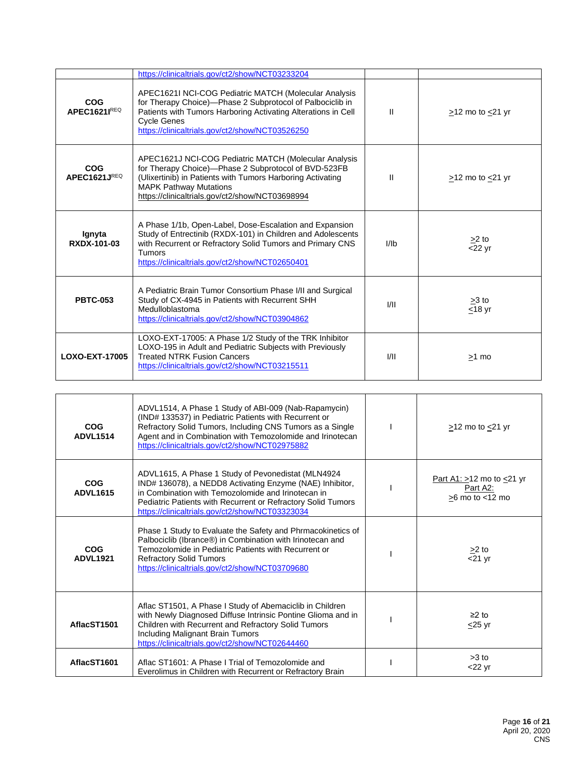| | | | |
|---|---|---|---|
| | https://clinicaltrials.gov/ct2/show/NCT03233204 | | |
| **COG APEC1621I**[REQ] | APEC1621I NCI-COG Pediatric MATCH (Molecular Analysis for Therapy Choice)—Phase 2 Subprotocol of Palbociclib in Patients with Tumors Harboring Activating Alterations in Cell Cycle Genes https://clinicaltrials.gov/ct2/show/NCT03526250 | II | ≥12 mo to ≤21 yr |
| **COG APEC1621J**[REQ] | APEC1621J NCI-COG Pediatric MATCH (Molecular Analysis for Therapy Choice)—Phase 2 Subprotocol of BVD-523FB (Ulixertinib) in Patients with Tumors Harboring Activating MAPK Pathway Mutations https://clinicaltrials.gov/ct2/show/NCT03698994 | II | ≥12 mo to ≤21 yr |
| **Ignyta RXDX-101-03** | A Phase 1/1b, Open-Label, Dose-Escalation and Expansion Study of Entrectinib (RXDX-101) in Children and Adolescents with Recurrent or Refractory Solid Tumors and Primary CNS Tumors https://clinicaltrials.gov/ct2/show/NCT02650401 | I/Ib | ≥2 to <22 yr |
| **PBTC-053** | A Pediatric Brain Tumor Consortium Phase I/II and Surgical Study of CX-4945 in Patients with Recurrent SHH Medulloblastoma https://clinicaltrials.gov/ct2/show/NCT03904862 | I/II | ≥3 to ≤18 yr |
| **LOXO-EXT-17005** | LOXO-EXT-17005: A Phase 1/2 Study of the TRK Inhibitor LOXO-195 in Adult and Pediatric Subjects with Previously Treated NTRK Fusion Cancers https://clinicaltrials.gov/ct2/show/NCT03215511 | I/II | ≥1 mo |

| | | | |
|---|---|---|---|
| **COG ADVL1514** | ADVL1514, A Phase 1 Study of ABI-009 (Nab-Rapamycin) (IND# 133537) in Pediatric Patients with Recurrent or Refractory Solid Tumors, Including CNS Tumors as a Single Agent and in Combination with Temozolomide and Irinotecan https://clinicaltrials.gov/ct2/show/NCT02975882 | I | ≥12 mo to ≤21 yr |
| **COG ADVL1615** | ADVL1615, A Phase 1 Study of Pevonedistat (MLN4924 IND# 136078), a NEDD8 Activating Enzyme (NAE) Inhibitor, in Combination with Temozolomide and Irinotecan in Pediatric Patients with Recurrent or Refractory Solid Tumors https://clinicaltrials.gov/ct2/show/NCT03323034 | I | Part A1: ≥12 mo to ≤21 yr<br>Part A2: ≥6 mo to <12 mo |
| **COG ADVL1921** | Phase 1 Study to Evaluate the Safety and Phrmacokinetics of Palbociclib (Ibrance®) in Combination with Irinotecan and Temozolomide in Pediatric Patients with Recurrent or Refractory Solid Tumors https://clinicaltrials.gov/ct2/show/NCT03709680 | I | ≥2 to <21 yr |
| **AflacST1501** | Aflac ST1501, A Phase I Study of Abemaciclib in Children with Newly Diagnosed Diffuse Intrinsic Pontine Glioma and in Children with Recurrent and Refractory Solid Tumors Including Malignant Brain Tumors https://clinicaltrials.gov/ct2/show/NCT02644460 | I | ≥2 to ≤25 yr |
| **AflacST1601** | Aflac ST1601: A Phase I Trial of Temozolomide and Everolimus in Children with Recurrent or Refractory Brain | I | >3 to <22 yr |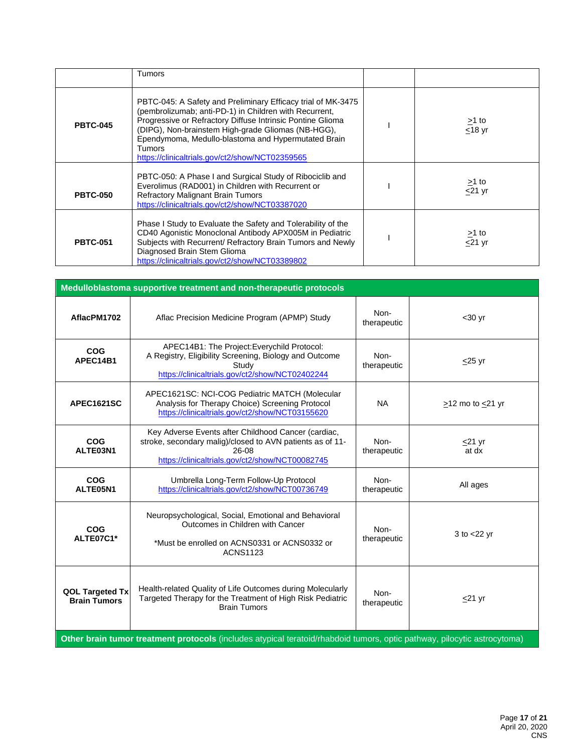| | | | |
|---|---|---|---|
| | Tumors | | |
| **PBTC-045** | PBTC-045: A Safety and Preliminary Efficacy trial of MK-3475 (pembrolizumab; anti-PD-1) in Children with Recurrent, Progressive or Refractory Diffuse Intrinsic Pontine Glioma (DIPG), Non-brainstem High-grade Gliomas (NB-HGG), Ependymoma, Medullo-blastoma and Hypermutated Brain Tumors https://clinicaltrials.gov/ct2/show/NCT02359565 | I | ≥1 to ≤18 yr |
| **PBTC-050** | PBTC-050: A Phase I and Surgical Study of Ribociclib and Everolimus (RAD001) in Children with Recurrent or Refractory Malignant Brain Tumors https://clinicaltrials.gov/ct2/show/NCT03387020 | I | ≥1 to ≤21 yr |
| **PBTC-051** | Phase I Study to Evaluate the Safety and Tolerability of the CD40 Agonistic Monoclonal Antibody APX005M in Pediatric Subjects with Recurrent/ Refractory Brain Tumors and Newly Diagnosed Brain Stem Glioma https://clinicaltrials.gov/ct2/show/NCT03389802 | I | ≥1 to ≤21 yr |

| **Medulloblastoma supportive treatment and non-therapeutic protocols** | | | |
|---|---|---|---|
| **AflacPM1702** | Aflac Precision Medicine Program (APMP) Study | Non-therapeutic | <30 yr |
| **COG APEC14B1** | APEC14B1: The Project:Everychild Protocol: A Registry, Eligibility Screening, Biology and Outcome Study https://clinicaltrials.gov/ct2/show/NCT02402244 | Non-therapeutic | ≤25 yr |
| **APEC1621SC** | APEC1621SC: NCI-COG Pediatric MATCH (Molecular Analysis for Therapy Choice) Screening Protocol https://clinicaltrials.gov/ct2/show/NCT03155620 | NA | ≥12 mo to ≤21 yr |
| **COG ALTE03N1** | Key Adverse Events after Childhood Cancer (cardiac, stroke, secondary malig)/closed to AVN patients as of 11-26-08 https://clinicaltrials.gov/ct2/show/NCT00082745 | Non-therapeutic | ≤21 yr at dx |
| **COG ALTE05N1** | Umbrella Long-Term Follow-Up Protocol https://clinicaltrials.gov/ct2/show/NCT00736749 | Non-therapeutic | All ages |
| **COG ALTE07C1*** | Neuropsychological, Social, Emotional and Behavioral Outcomes in Children with Cancer<br><br>*Must be enrolled on ACNS0331 or ACNS0332 or ACNS1123 | Non-therapeutic | 3 to <22 yr |
| **QOL Targeted Tx Brain Tumors** | Health-related Quality of Life Outcomes during Molecularly Targeted Therapy for the Treatment of High Risk Pediatric Brain Tumors | Non-therapeutic | ≤21 yr |
| **Other brain tumor treatment protocols** (includes atypical teratoid/rhabdoid tumors, optic pathway, pilocytic astrocytoma) | | | |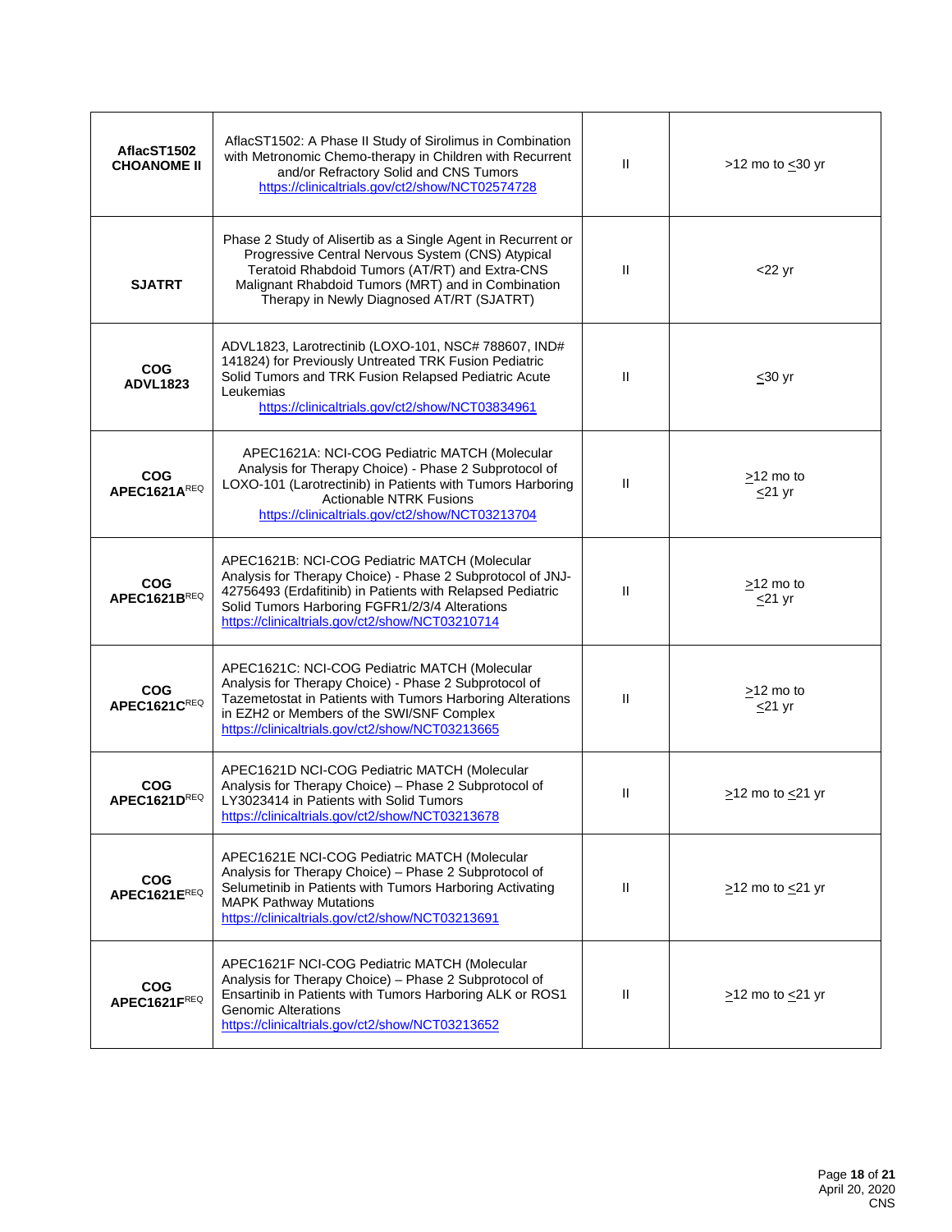| | | | |
|---|---|---|---|
| **AflacST1502 CHOANOME II** | AflacST1502: A Phase II Study of Sirolimus in Combination with Metronomic Chemo-therapy in Children with Recurrent and/or Refractory Solid and CNS Tumors https://clinicaltrials.gov/ct2/show/NCT02574728 | II | >12 mo to ≤30 yr |
| **SJATRT** | Phase 2 Study of Alisertib as a Single Agent in Recurrent or Progressive Central Nervous System (CNS) Atypical Teratoid Rhabdoid Tumors (AT/RT) and Extra-CNS Malignant Rhabdoid Tumors (MRT) and in Combination Therapy in Newly Diagnosed AT/RT (SJATRT) | II | <22 yr |
| **COG ADVL1823** | ADVL1823, Larotrectinib (LOXO-101, NSC# 788607, IND# 141824) for Previously Untreated TRK Fusion Pediatric Solid Tumors and TRK Fusion Relapsed Pediatric Acute Leukemias https://clinicaltrials.gov/ct2/show/NCT03834961 | II | ≤30 yr |
| **COG APEC1621A**[REQ] | APEC1621A: NCI-COG Pediatric MATCH (Molecular Analysis for Therapy Choice) - Phase 2 Subprotocol of LOXO-101 (Larotrectinib) in Patients with Tumors Harboring Actionable NTRK Fusions https://clinicaltrials.gov/ct2/show/NCT03213704 | II | ≥12 mo to ≤21 yr |
| **COG APEC1621B**[REQ] | APEC1621B: NCI-COG Pediatric MATCH (Molecular Analysis for Therapy Choice) - Phase 2 Subprotocol of JNJ-42756493 (Erdafitinib) in Patients with Relapsed Pediatric Solid Tumors Harboring FGFR1/2/3/4 Alterations https://clinicaltrials.gov/ct2/show/NCT03210714 | II | ≥12 mo to ≤21 yr |
| **COG APEC1621C**[REQ] | APEC1621C: NCI-COG Pediatric MATCH (Molecular Analysis for Therapy Choice) - Phase 2 Subprotocol of Tazemetostat in Patients with Tumors Harboring Alterations in EZH2 or Members of the SWI/SNF Complex https://clinicaltrials.gov/ct2/show/NCT03213665 | II | ≥12 mo to ≤21 yr |
| **COG APEC1621D**[REQ] | APEC1621D NCI-COG Pediatric MATCH (Molecular Analysis for Therapy Choice) – Phase 2 Subprotocol of LY3023414 in Patients with Solid Tumors https://clinicaltrials.gov/ct2/show/NCT03213678 | II | ≥12 mo to ≤21 yr |
| **COG APEC1621E**[REQ] | APEC1621E NCI-COG Pediatric MATCH (Molecular Analysis for Therapy Choice) – Phase 2 Subprotocol of Selumetinib in Patients with Tumors Harboring Activating MAPK Pathway Mutations https://clinicaltrials.gov/ct2/show/NCT03213691 | II | ≥12 mo to ≤21 yr |
| **COG APEC1621F**[REQ] | APEC1621F NCI-COG Pediatric MATCH (Molecular Analysis for Therapy Choice) – Phase 2 Subprotocol of Ensartinib in Patients with Tumors Harboring ALK or ROS1 Genomic Alterations https://clinicaltrials.gov/ct2/show/NCT03213652 | II | ≥12 mo to ≤21 yr |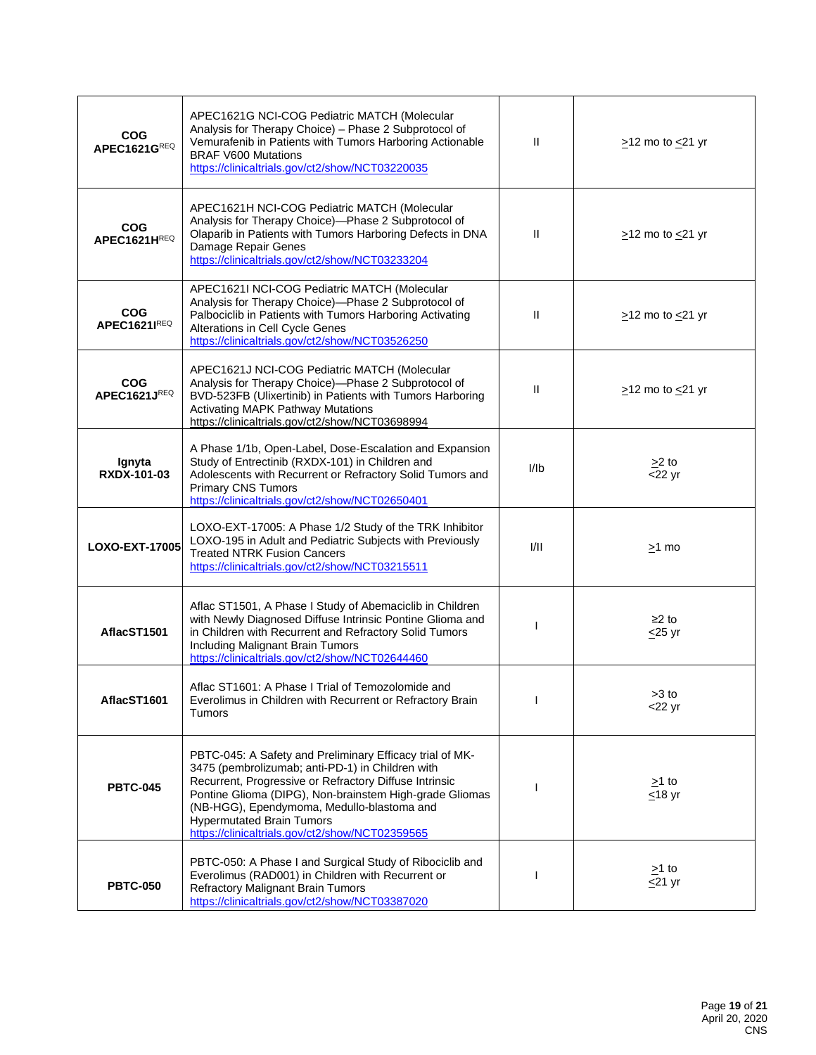| COG APEC1621G[REQ] | APEC1621G NCI-COG Pediatric MATCH (Molecular Analysis for Therapy Choice) – Phase 2 Subprotocol of Vemurafenib in Patients with Tumors Harboring Actionable BRAF V600 Mutations https://clinicaltrials.gov/ct2/show/NCT03220035 | II | ≥12 mo to ≤21 yr |
|---|---|---|---|
| COG APEC1621H[REQ] | APEC1621H NCI-COG Pediatric MATCH (Molecular Analysis for Therapy Choice)—Phase 2 Subprotocol of Olaparib in Patients with Tumors Harboring Defects in DNA Damage Repair Genes https://clinicaltrials.gov/ct2/show/NCT03233204 | II | ≥12 mo to ≤21 yr |
| COG APEC1621I[REQ] | APEC1621I NCI-COG Pediatric MATCH (Molecular Analysis for Therapy Choice)—Phase 2 Subprotocol of Palbociclib in Patients with Tumors Harboring Activating Alterations in Cell Cycle Genes https://clinicaltrials.gov/ct2/show/NCT03526250 | II | ≥12 mo to ≤21 yr |
| COG APEC1621J[REQ] | APEC1621J NCI-COG Pediatric MATCH (Molecular Analysis for Therapy Choice)—Phase 2 Subprotocol of BVD-523FB (Ulixertinib) in Patients with Tumors Harboring Activating MAPK Pathway Mutations https://clinicaltrials.gov/ct2/show/NCT03698994 | II | ≥12 mo to ≤21 yr |
| Ignyta RXDX-101-03 | A Phase 1/1b, Open-Label, Dose-Escalation and Expansion Study of Entrectinib (RXDX-101) in Children and Adolescents with Recurrent or Refractory Solid Tumors and Primary CNS Tumors https://clinicaltrials.gov/ct2/show/NCT02650401 | I/Ib | ≥2 to <22 yr |
| LOXO-EXT-17005 | LOXO-EXT-17005: A Phase 1/2 Study of the TRK Inhibitor LOXO-195 in Adult and Pediatric Subjects with Previously Treated NTRK Fusion Cancers https://clinicaltrials.gov/ct2/show/NCT03215511 | I/II | ≥1 mo |
| AflacST1501 | Aflac ST1501, A Phase I Study of Abemaciclib in Children with Newly Diagnosed Diffuse Intrinsic Pontine Glioma and in Children with Recurrent and Refractory Solid Tumors Including Malignant Brain Tumors https://clinicaltrials.gov/ct2/show/NCT02644460 | I | ≥2 to ≤25 yr |
| AflacST1601 | Aflac ST1601: A Phase I Trial of Temozolomide and Everolimus in Children with Recurrent or Refractory Brain Tumors | I | >3 to <22 yr |
| PBTC-045 | PBTC-045: A Safety and Preliminary Efficacy trial of MK-3475 (pembrolizumab; anti-PD-1) in Children with Recurrent, Progressive or Refractory Diffuse Intrinsic Pontine Glioma (DIPG), Non-brainstem High-grade Gliomas (NB-HGG), Ependymoma, Medullo-blastoma and Hypermutated Brain Tumors https://clinicaltrials.gov/ct2/show/NCT02359565 | I | ≥1 to ≤18 yr |
| PBTC-050 | PBTC-050: A Phase I and Surgical Study of Ribociclib and Everolimus (RAD001) in Children with Recurrent or Refractory Malignant Brain Tumors https://clinicaltrials.gov/ct2/show/NCT03387020 | I | ≥1 to ≤21 yr |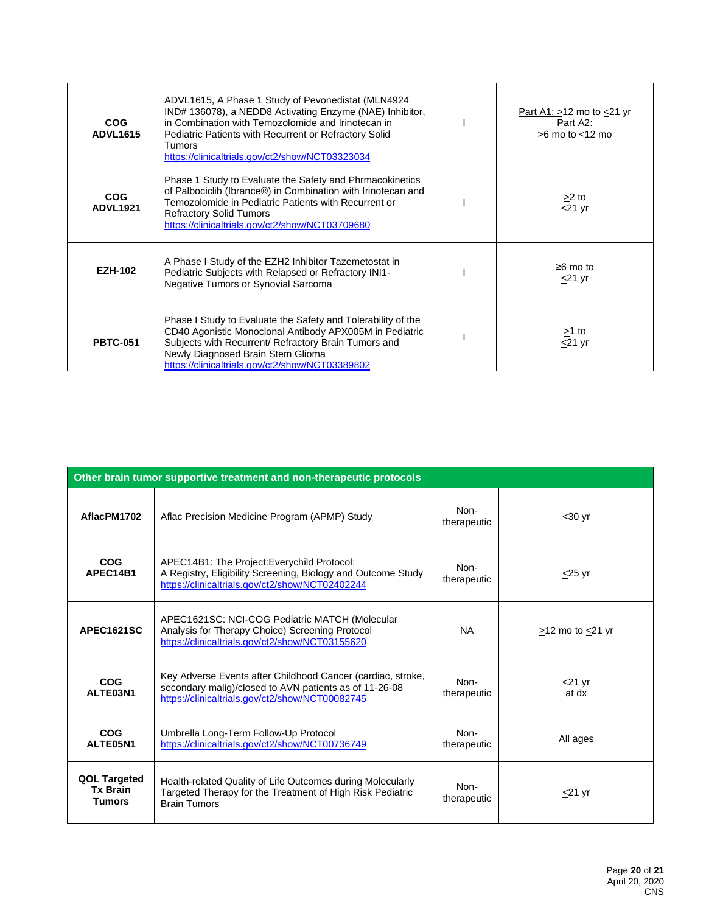| | | | |
|---|---|---|---|
| **COG ADVL1615** | ADVL1615, A Phase 1 Study of Pevonedistat (MLN4924 IND# 136078), a NEDD8 Activating Enzyme (NAE) Inhibitor, in Combination with Temozolomide and Irinotecan in Pediatric Patients with Recurrent or Refractory Solid Tumors https://clinicaltrials.gov/ct2/show/NCT03323034 | I | Part A1: ≥12 mo to ≤21 yr Part A2: ≥6 mo to <12 mo |
| **COG ADVL1921** | Phase 1 Study to Evaluate the Safety and Phrmacokinetics of Palbociclib (Ibrance®) in Combination with Irinotecan and Temozolomide in Pediatric Patients with Recurrent or Refractory Solid Tumors https://clinicaltrials.gov/ct2/show/NCT03709680 | I | ≥2 to <21 yr |
| **EZH-102** | A Phase I Study of the EZH2 Inhibitor Tazemetostat in Pediatric Subjects with Relapsed or Refractory INI1-Negative Tumors or Synovial Sarcoma | I | ≥6 mo to ≤21 yr |
| **PBTC-051** | Phase I Study to Evaluate the Safety and Tolerability of the CD40 Agonistic Monoclonal Antibody APX005M in Pediatric Subjects with Recurrent/ Refractory Brain Tumors and Newly Diagnosed Brain Stem Glioma https://clinicaltrials.gov/ct2/show/NCT03389802 | I | ≥1 to ≤21 yr |

| **Other brain tumor supportive treatment and non-therapeutic protocols** | | | |
|---|---|---|---|
| **AflacPM1702** | Aflac Precision Medicine Program (APMP) Study | Non-therapeutic | <30 yr |
| **COG APEC14B1** | APEC14B1: The Project:Everychild Protocol: A Registry, Eligibility Screening, Biology and Outcome Study https://clinicaltrials.gov/ct2/show/NCT02402244 | Non-therapeutic | ≤25 yr |
| **APEC1621SC** | APEC1621SC: NCI-COG Pediatric MATCH (Molecular Analysis for Therapy Choice) Screening Protocol https://clinicaltrials.gov/ct2/show/NCT03155620 | NA | ≥12 mo to ≤21 yr |
| **COG ALTE03N1** | Key Adverse Events after Childhood Cancer (cardiac, stroke, secondary malig)/closed to AVN patients as of 11-26-08 https://clinicaltrials.gov/ct2/show/NCT00082745 | Non-therapeutic | ≤21 yr at dx |
| **COG ALTE05N1** | Umbrella Long-Term Follow-Up Protocol https://clinicaltrials.gov/ct2/show/NCT00736749 | Non-therapeutic | All ages |
| **QOL Targeted Tx Brain Tumors** | Health-related Quality of Life Outcomes during Molecularly Targeted Therapy for the Treatment of High Risk Pediatric Brain Tumors | Non-therapeutic | ≤21 yr |